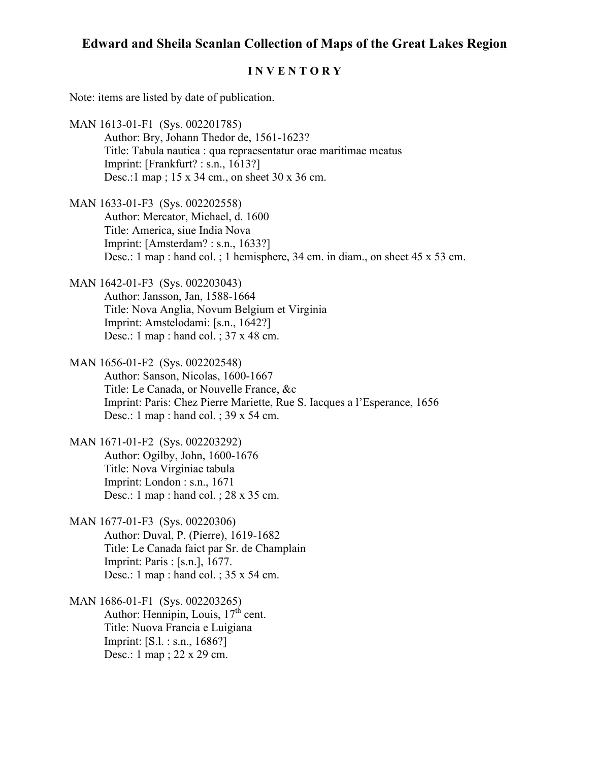# Edward and Sheila Scanlan Collection of Maps of the Great Lakes Region

## INVENTORY

Note: items are listed by date of publication.

MAN 1613-01-F1 (Sys. 002201785)
Author: Bry, Johann Thedor de, 1561-1623?
Title: Tabula nautica : qua repraesentatur orae maritimae meatus
Imprint: [Frankfurt? : s.n., 1613?]
Desc.:1 map ; 15 x 34 cm., on sheet 30 x 36 cm.

MAN 1633-01-F3 (Sys. 002202558)
Author: Mercator, Michael, d. 1600
Title: America, siue India Nova
Imprint: [Amsterdam? : s.n., 1633?]
Desc.: 1 map : hand col. ; 1 hemisphere, 34 cm. in diam., on sheet 45 x 53 cm.

MAN 1642-01-F3 (Sys. 002203043)
Author: Jansson, Jan, 1588-1664
Title: Nova Anglia, Novum Belgium et Virginia
Imprint: Amstelodami: [s.n., 1642?]
Desc.: 1 map : hand col. ; 37 x 48 cm.

MAN 1656-01-F2 (Sys. 002202548)
Author: Sanson, Nicolas, 1600-1667
Title: Le Canada, or Nouvelle France, &c
Imprint: Paris: Chez Pierre Mariette, Rue S. Iacques a l'Esperance, 1656
Desc.: 1 map : hand col. ; 39 x 54 cm.

MAN 1671-01-F2 (Sys. 002203292)
Author: Ogilby, John, 1600-1676
Title: Nova Virginiae tabula
Imprint: London : s.n., 1671
Desc.: 1 map : hand col. ; 28 x 35 cm.

MAN 1677-01-F3 (Sys. 00220306)
Author: Duval, P. (Pierre), 1619-1682
Title: Le Canada faict par Sr. de Champlain
Imprint: Paris : [s.n.], 1677.
Desc.: 1 map : hand col. ; 35 x 54 cm.

MAN 1686-01-F1 (Sys. 002203265)
Author: Hennipin, Louis, 17th cent.
Title: Nuova Francia e Luigiana
Imprint: [S.l. : s.n., 1686?]
Desc.: 1 map ; 22 x 29 cm.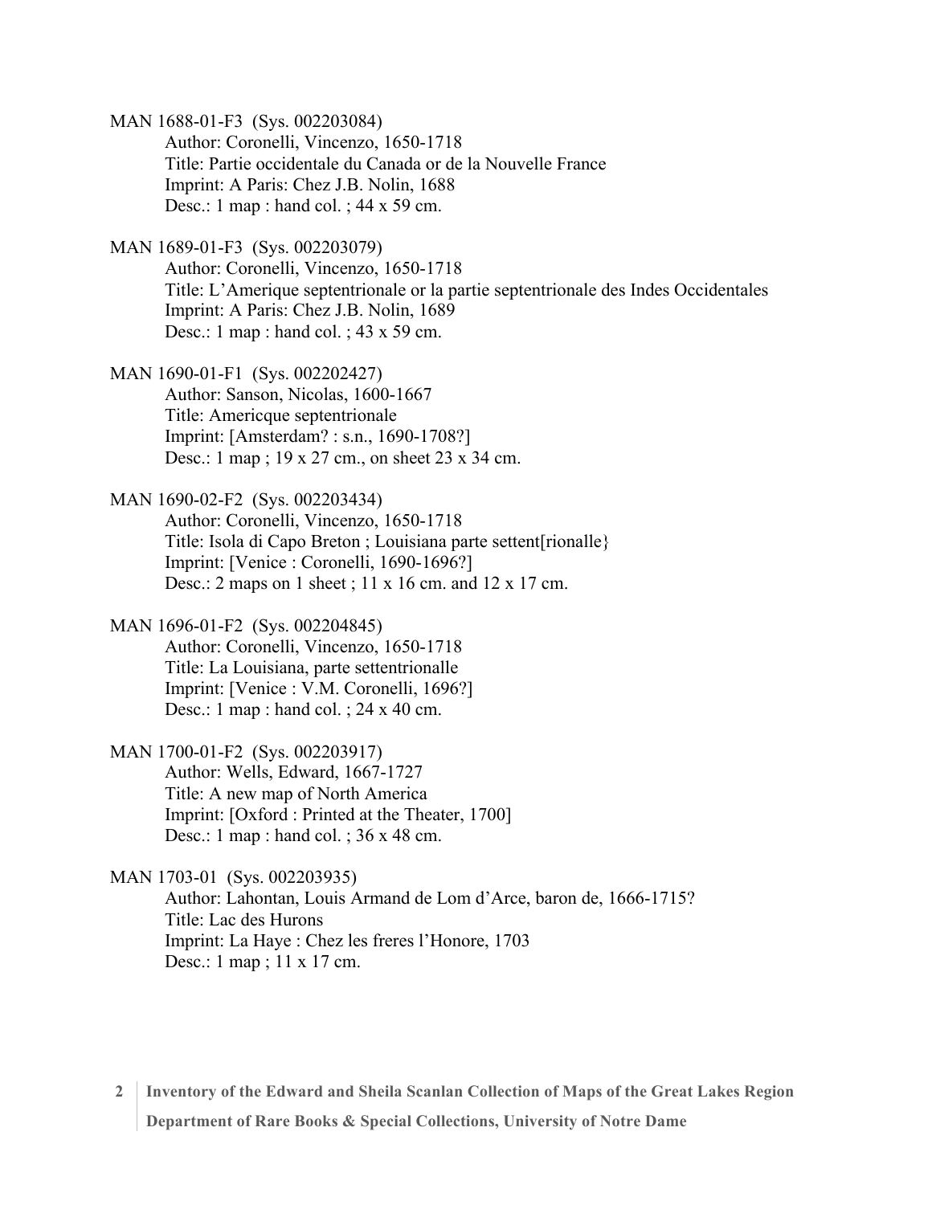MAN 1688-01-F3 (Sys. 002203084)
Author: Coronelli, Vincenzo, 1650-1718
Title: Partie occidentale du Canada or de la Nouvelle France
Imprint: A Paris: Chez J.B. Nolin, 1688
Desc.: 1 map : hand col. ; 44 x 59 cm.

MAN 1689-01-F3 (Sys. 002203079)
Author: Coronelli, Vincenzo, 1650-1718
Title: L'Amerique septentrionale or la partie septentrionale des Indes Occidentales
Imprint: A Paris: Chez J.B. Nolin, 1689
Desc.: 1 map : hand col. ; 43 x 59 cm.

MAN 1690-01-F1 (Sys. 002202427)
Author: Sanson, Nicolas, 1600-1667
Title: Americque septentrionale
Imprint: [Amsterdam? : s.n., 1690-1708?]
Desc.: 1 map ; 19 x 27 cm., on sheet 23 x 34 cm.

MAN 1690-02-F2 (Sys. 002203434)
Author: Coronelli, Vincenzo, 1650-1718
Title: Isola di Capo Breton ; Louisiana parte settent[rionalle}
Imprint: [Venice : Coronelli, 1690-1696?]
Desc.: 2 maps on 1 sheet ; 11 x 16 cm. and 12 x 17 cm.

MAN 1696-01-F2 (Sys. 002204845)
Author: Coronelli, Vincenzo, 1650-1718
Title: La Louisiana, parte settentrionalle
Imprint: [Venice : V.M. Coronelli, 1696?]
Desc.: 1 map : hand col. ; 24 x 40 cm.

MAN 1700-01-F2 (Sys. 002203917)
Author: Wells, Edward, 1667-1727
Title: A new map of North America
Imprint: [Oxford : Printed at the Theater, 1700]
Desc.: 1 map : hand col. ; 36 x 48 cm.

MAN 1703-01 (Sys. 002203935)
Author: Lahontan, Louis Armand de Lom d'Arce, baron de, 1666-1715?
Title: Lac des Hurons
Imprint: La Haye : Chez les freres l'Honore, 1703
Desc.: 1 map ; 11 x 17 cm.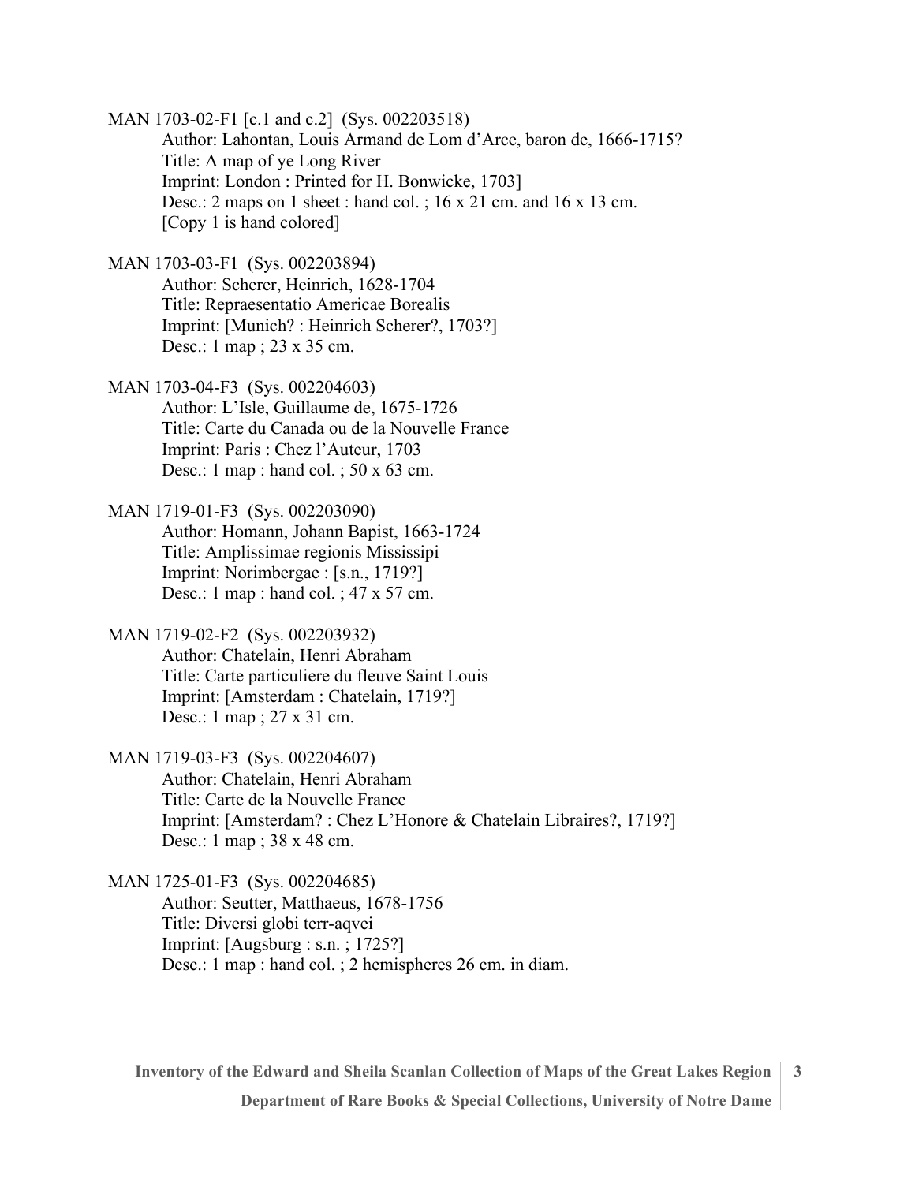MAN 1703-02-F1 [c.1 and c.2] (Sys. 002203518)
Author: Lahontan, Louis Armand de Lom d'Arce, baron de, 1666-1715?
Title: A map of ye Long River
Imprint: London : Printed for H. Bonwicke, 1703]
Desc.: 2 maps on 1 sheet : hand col. ; 16 x 21 cm. and 16 x 13 cm.
[Copy 1 is hand colored]

MAN 1703-03-F1 (Sys. 002203894)
Author: Scherer, Heinrich, 1628-1704
Title: Repraesentatio Americae Borealis
Imprint: [Munich? : Heinrich Scherer?, 1703?]
Desc.: 1 map ; 23 x 35 cm.

MAN 1703-04-F3 (Sys. 002204603)
Author: L'Isle, Guillaume de, 1675-1726
Title: Carte du Canada ou de la Nouvelle France
Imprint: Paris : Chez l'Auteur, 1703
Desc.: 1 map : hand col. ; 50 x 63 cm.

MAN 1719-01-F3 (Sys. 002203090)
Author: Homann, Johann Bapist, 1663-1724
Title: Amplissimae regionis Mississipi
Imprint: Norimbergae : [s.n., 1719?]
Desc.: 1 map : hand col. ; 47 x 57 cm.

MAN 1719-02-F2 (Sys. 002203932)
Author: Chatelain, Henri Abraham
Title: Carte particuliere du fleuve Saint Louis
Imprint: [Amsterdam : Chatelain, 1719?]
Desc.: 1 map ; 27 x 31 cm.

MAN 1719-03-F3 (Sys. 002204607)
Author: Chatelain, Henri Abraham
Title: Carte de la Nouvelle France
Imprint: [Amsterdam? : Chez L'Honore & Chatelain Libraires?, 1719?]
Desc.: 1 map ; 38 x 48 cm.

MAN 1725-01-F3 (Sys. 002204685)
Author: Seutter, Matthaeus, 1678-1756
Title: Diversi globi terr-aqvei
Imprint: [Augsburg : s.n. ; 1725?]
Desc.: 1 map : hand col. ; 2 hemispheres 26 cm. in diam.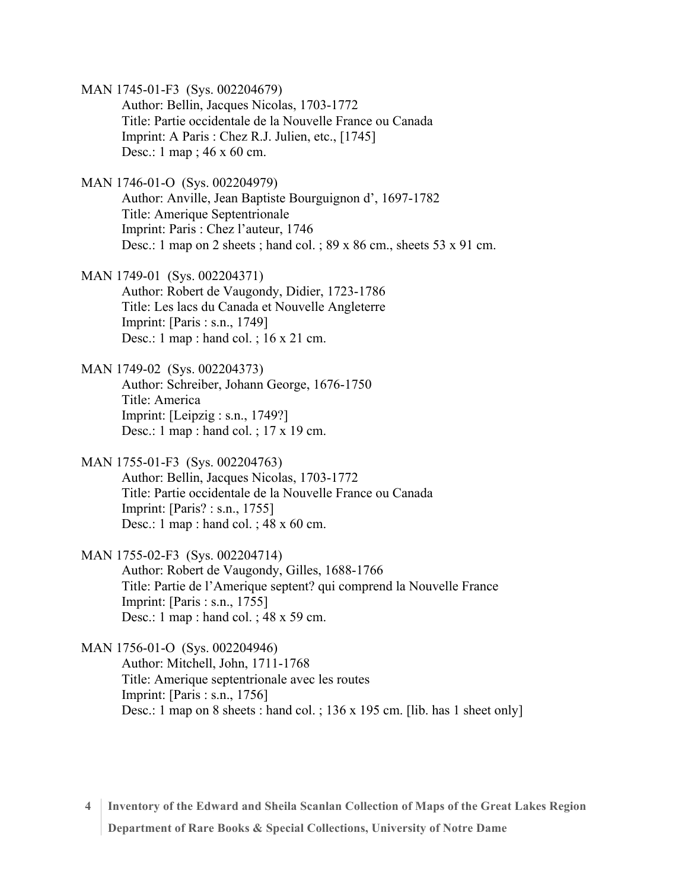MAN 1745-01-F3 (Sys. 002204679)
Author: Bellin, Jacques Nicolas, 1703-1772
Title: Partie occidentale de la Nouvelle France ou Canada
Imprint: A Paris : Chez R.J. Julien, etc., [1745]
Desc.: 1 map ; 46 x 60 cm.

MAN 1746-01-O (Sys. 002204979)
Author: Anville, Jean Baptiste Bourguignon d', 1697-1782
Title: Amerique Septentrionale
Imprint: Paris : Chez l'auteur, 1746
Desc.: 1 map on 2 sheets ; hand col. ; 89 x 86 cm., sheets 53 x 91 cm.

MAN 1749-01 (Sys. 002204371)
Author: Robert de Vaugondy, Didier, 1723-1786
Title: Les lacs du Canada et Nouvelle Angleterre
Imprint: [Paris : s.n., 1749]
Desc.: 1 map : hand col. ; 16 x 21 cm.

MAN 1749-02 (Sys. 002204373)
Author: Schreiber, Johann George, 1676-1750
Title: America
Imprint: [Leipzig : s.n., 1749?]
Desc.: 1 map : hand col. ; 17 x 19 cm.

MAN 1755-01-F3 (Sys. 002204763)
Author: Bellin, Jacques Nicolas, 1703-1772
Title: Partie occidentale de la Nouvelle France ou Canada
Imprint: [Paris? : s.n., 1755]
Desc.: 1 map : hand col. ; 48 x 60 cm.

MAN 1755-02-F3 (Sys. 002204714)
Author: Robert de Vaugondy, Gilles, 1688-1766
Title: Partie de l'Amerique septent? qui comprend la Nouvelle France
Imprint: [Paris : s.n., 1755]
Desc.: 1 map : hand col. ; 48 x 59 cm.

MAN 1756-01-O (Sys. 002204946)
Author: Mitchell, John, 1711-1768
Title: Amerique septentrionale avec les routes
Imprint: [Paris : s.n., 1756]
Desc.: 1 map on 8 sheets : hand col. ; 136 x 195 cm. [lib. has 1 sheet only]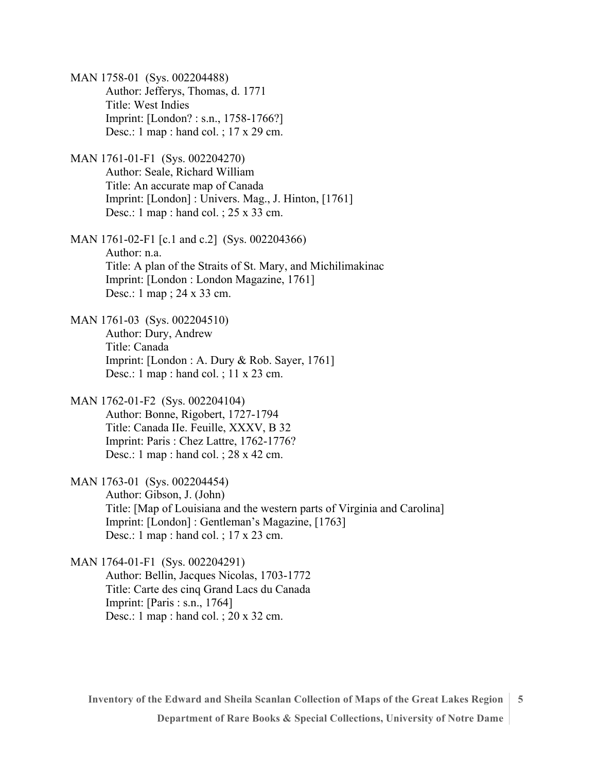MAN 1758-01 (Sys. 002204488)
Author: Jefferys, Thomas, d. 1771
Title: West Indies
Imprint: [London? : s.n., 1758-1766?]
Desc.: 1 map : hand col. ; 17 x 29 cm.

MAN 1761-01-F1 (Sys. 002204270)
Author: Seale, Richard William
Title: An accurate map of Canada
Imprint: [London] : Univers. Mag., J. Hinton, [1761]
Desc.: 1 map : hand col. ; 25 x 33 cm.

MAN 1761-02-F1 [c.1 and c.2] (Sys. 002204366)
Author: n.a.
Title: A plan of the Straits of St. Mary, and Michilimakinac
Imprint: [London : London Magazine, 1761]
Desc.: 1 map ; 24 x 33 cm.

MAN 1761-03 (Sys. 002204510)
Author: Dury, Andrew
Title: Canada
Imprint: [London : A. Dury & Rob. Sayer, 1761]
Desc.: 1 map : hand col. ; 11 x 23 cm.

MAN 1762-01-F2 (Sys. 002204104)
Author: Bonne, Rigobert, 1727-1794
Title: Canada IIe. Feuille, XXXV, B 32
Imprint: Paris : Chez Lattre, 1762-1776?
Desc.: 1 map : hand col. ; 28 x 42 cm.

MAN 1763-01 (Sys. 002204454)
Author: Gibson, J. (John)
Title: [Map of Louisiana and the western parts of Virginia and Carolina]
Imprint: [London] : Gentleman's Magazine, [1763]
Desc.: 1 map : hand col. ; 17 x 23 cm.

MAN 1764-01-F1 (Sys. 002204291)
Author: Bellin, Jacques Nicolas, 1703-1772
Title: Carte des cinq Grand Lacs du Canada
Imprint: [Paris : s.n., 1764]
Desc.: 1 map : hand col. ; 20 x 32 cm.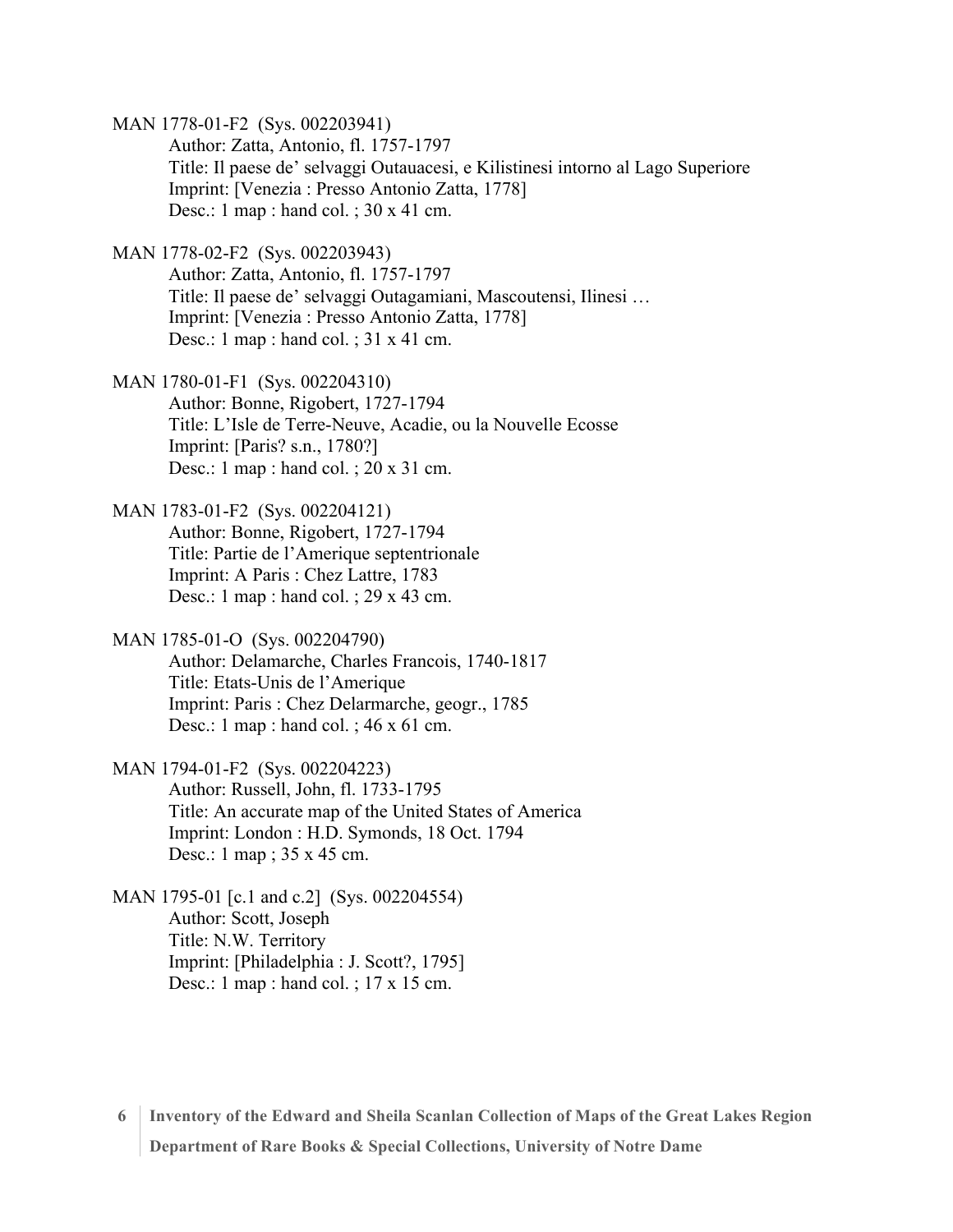MAN 1778-01-F2 (Sys. 002203941)

Author: Zatta, Antonio, fl. 1757-1797
Title: Il paese de' selvaggi Outauacesi, e Kilistinesi intorno al Lago Superiore
Imprint: [Venezia : Presso Antonio Zatta, 1778]
Desc.: 1 map : hand col. ; 30 x 41 cm.

MAN 1778-02-F2 (Sys. 002203943)

Author: Zatta, Antonio, fl. 1757-1797
Title: Il paese de' selvaggi Outagamiani, Mascoutensi, Ilinesi …
Imprint: [Venezia : Presso Antonio Zatta, 1778]
Desc.: 1 map : hand col. ; 31 x 41 cm.

MAN 1780-01-F1 (Sys. 002204310)

Author: Bonne, Rigobert, 1727-1794
Title: L'Isle de Terre-Neuve, Acadie, ou la Nouvelle Ecosse
Imprint: [Paris? s.n., 1780?]
Desc.: 1 map : hand col. ; 20 x 31 cm.

MAN 1783-01-F2 (Sys. 002204121)

Author: Bonne, Rigobert, 1727-1794
Title: Partie de l'Amerique septentrionale
Imprint: A Paris : Chez Lattre, 1783
Desc.: 1 map : hand col. ; 29 x 43 cm.

MAN 1785-01-O (Sys. 002204790)

Author: Delamarche, Charles Francois, 1740-1817
Title: Etats-Unis de l'Amerique
Imprint: Paris : Chez Delarmarche, geogr., 1785
Desc.: 1 map : hand col. ; 46 x 61 cm.

MAN 1794-01-F2 (Sys. 002204223)

Author: Russell, John, fl. 1733-1795
Title: An accurate map of the United States of America
Imprint: London : H.D. Symonds, 18 Oct. 1794
Desc.: 1 map ; 35 x 45 cm.

MAN 1795-01 [c.1 and c.2] (Sys. 002204554)

Author: Scott, Joseph
Title: N.W. Territory
Imprint: [Philadelphia : J. Scott?, 1795]
Desc.: 1 map : hand col. ; 17 x 15 cm.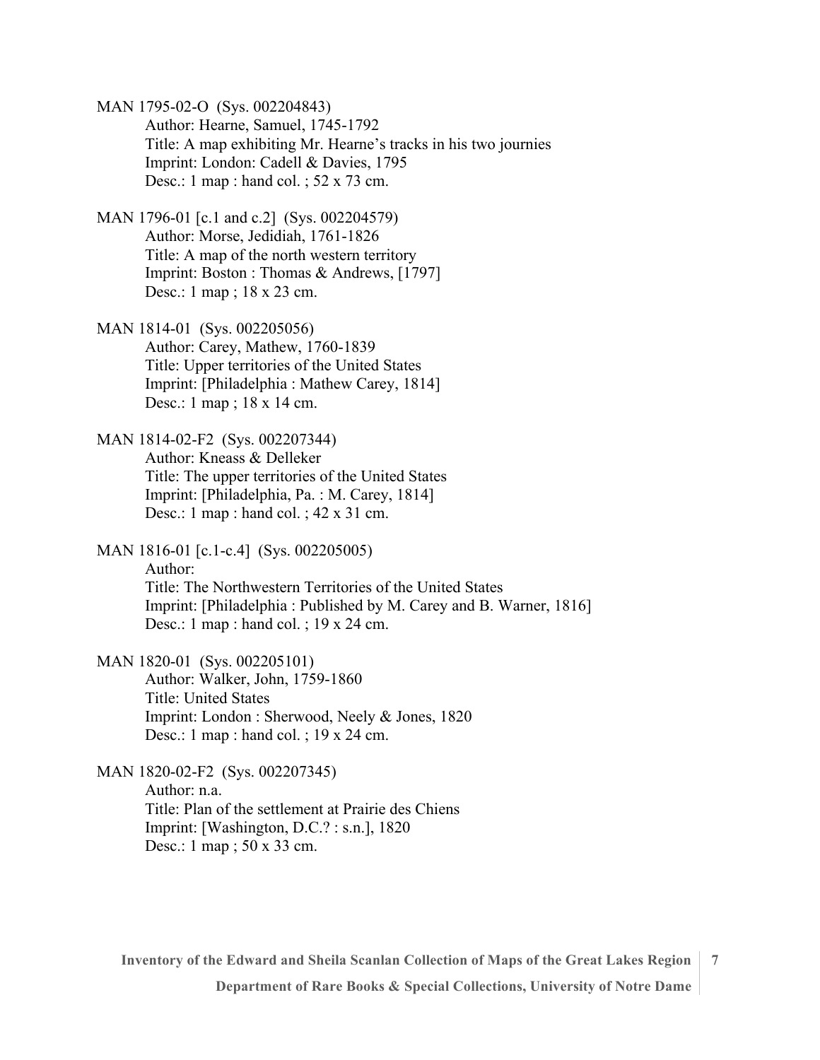MAN 1795-02-O (Sys. 002204843)
Author: Hearne, Samuel, 1745-1792
Title: A map exhibiting Mr. Hearne's tracks in his two journies
Imprint: London: Cadell & Davies, 1795
Desc.: 1 map : hand col. ; 52 x 73 cm.

MAN 1796-01 [c.1 and c.2] (Sys. 002204579)
Author: Morse, Jedidiah, 1761-1826
Title: A map of the north western territory
Imprint: Boston : Thomas & Andrews, [1797]
Desc.: 1 map ; 18 x 23 cm.

MAN 1814-01 (Sys. 002205056)
Author: Carey, Mathew, 1760-1839
Title: Upper territories of the United States
Imprint: [Philadelphia : Mathew Carey, 1814]
Desc.: 1 map ; 18 x 14 cm.

MAN 1814-02-F2 (Sys. 002207344)
Author: Kneass & Delleker
Title: The upper territories of the United States
Imprint: [Philadelphia, Pa. : M. Carey, 1814]
Desc.: 1 map : hand col. ; 42 x 31 cm.

MAN 1816-01 [c.1-c.4] (Sys. 002205005)
Author:
Title: The Northwestern Territories of the United States
Imprint: [Philadelphia : Published by M. Carey and B. Warner, 1816]
Desc.: 1 map : hand col. ; 19 x 24 cm.

MAN 1820-01 (Sys. 002205101)
Author: Walker, John, 1759-1860
Title: United States
Imprint: London : Sherwood, Neely & Jones, 1820
Desc.: 1 map : hand col. ; 19 x 24 cm.

MAN 1820-02-F2 (Sys. 002207345)
Author: n.a.
Title: Plan of the settlement at Prairie des Chiens
Imprint: [Washington, D.C.? : s.n.], 1820
Desc.: 1 map ; 50 x 33 cm.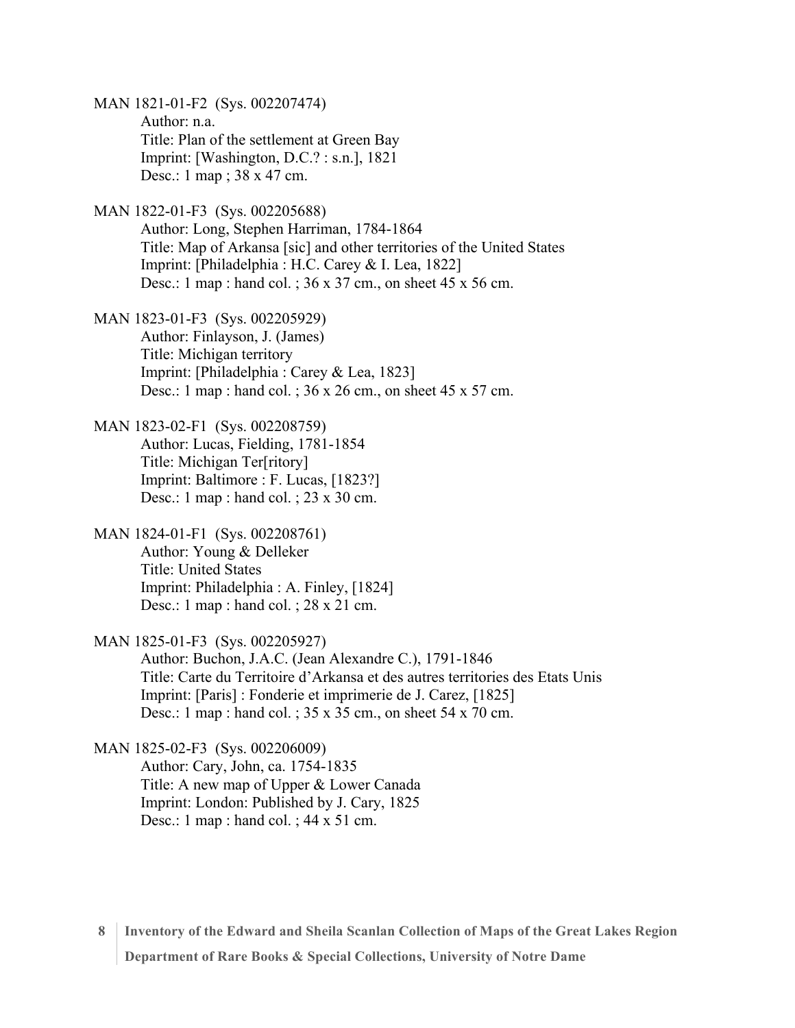MAN 1821-01-F2 (Sys. 002207474)
Author: n.a.
Title: Plan of the settlement at Green Bay
Imprint: [Washington, D.C.? : s.n.], 1821
Desc.: 1 map ; 38 x 47 cm.

MAN 1822-01-F3 (Sys. 002205688)
Author: Long, Stephen Harriman, 1784-1864
Title: Map of Arkansa [sic] and other territories of the United States
Imprint: [Philadelphia : H.C. Carey & I. Lea, 1822]
Desc.: 1 map : hand col. ; 36 x 37 cm., on sheet 45 x 56 cm.

MAN 1823-01-F3 (Sys. 002205929)
Author: Finlayson, J. (James)
Title: Michigan territory
Imprint: [Philadelphia : Carey & Lea, 1823]
Desc.: 1 map : hand col. ; 36 x 26 cm., on sheet 45 x 57 cm.

MAN 1823-02-F1 (Sys. 002208759)
Author: Lucas, Fielding, 1781-1854
Title: Michigan Ter[ritory]
Imprint: Baltimore : F. Lucas, [1823?]
Desc.: 1 map : hand col. ; 23 x 30 cm.

MAN 1824-01-F1 (Sys. 002208761)
Author: Young & Delleker
Title: United States
Imprint: Philadelphia : A. Finley, [1824]
Desc.: 1 map : hand col. ; 28 x 21 cm.

MAN 1825-01-F3 (Sys. 002205927)
Author: Buchon, J.A.C. (Jean Alexandre C.), 1791-1846
Title: Carte du Territoire d'Arkansa et des autres territories des Etats Unis
Imprint: [Paris] : Fonderie et imprimerie de J. Carez, [1825]
Desc.: 1 map : hand col. ; 35 x 35 cm., on sheet 54 x 70 cm.

MAN 1825-02-F3 (Sys. 002206009)
Author: Cary, John, ca. 1754-1835
Title: A new map of Upper & Lower Canada
Imprint: London: Published by J. Cary, 1825
Desc.: 1 map : hand col. ; 44 x 51 cm.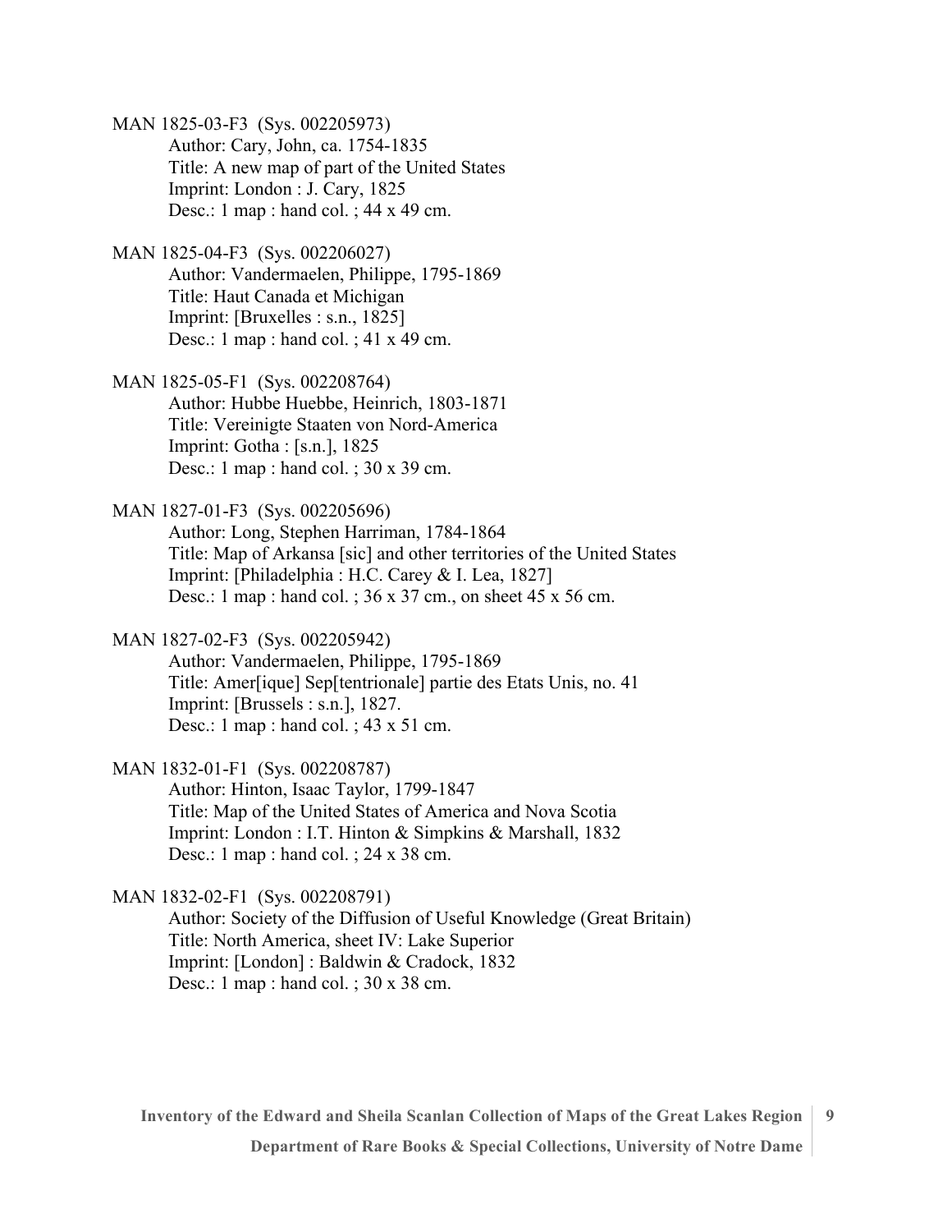MAN 1825-03-F3 (Sys. 002205973)
Author: Cary, John, ca. 1754-1835
Title: A new map of part of the United States
Imprint: London : J. Cary, 1825
Desc.: 1 map : hand col. ; 44 x 49 cm.

MAN 1825-04-F3 (Sys. 002206027)
Author: Vandermaelen, Philippe, 1795-1869
Title: Haut Canada et Michigan
Imprint: [Bruxelles : s.n., 1825]
Desc.: 1 map : hand col. ; 41 x 49 cm.

MAN 1825-05-F1 (Sys. 002208764)
Author: Hubbe Huebbe, Heinrich, 1803-1871
Title: Vereinigte Staaten von Nord-America
Imprint: Gotha : [s.n.], 1825
Desc.: 1 map : hand col. ; 30 x 39 cm.

MAN 1827-01-F3 (Sys. 002205696)
Author: Long, Stephen Harriman, 1784-1864
Title: Map of Arkansa [sic] and other territories of the United States
Imprint: [Philadelphia : H.C. Carey & I. Lea, 1827]
Desc.: 1 map : hand col. ; 36 x 37 cm., on sheet 45 x 56 cm.

MAN 1827-02-F3 (Sys. 002205942)
Author: Vandermaelen, Philippe, 1795-1869
Title: Amer[ique] Sep[tentrionale] partie des Etats Unis, no. 41
Imprint: [Brussels : s.n.], 1827.
Desc.: 1 map : hand col. ; 43 x 51 cm.

MAN 1832-01-F1 (Sys. 002208787)
Author: Hinton, Isaac Taylor, 1799-1847
Title: Map of the United States of America and Nova Scotia
Imprint: London : I.T. Hinton & Simpkins & Marshall, 1832
Desc.: 1 map : hand col. ; 24 x 38 cm.

MAN 1832-02-F1 (Sys. 002208791)
Author: Society of the Diffusion of Useful Knowledge (Great Britain)
Title: North America, sheet IV: Lake Superior
Imprint: [London] : Baldwin & Cradock, 1832
Desc.: 1 map : hand col. ; 30 x 38 cm.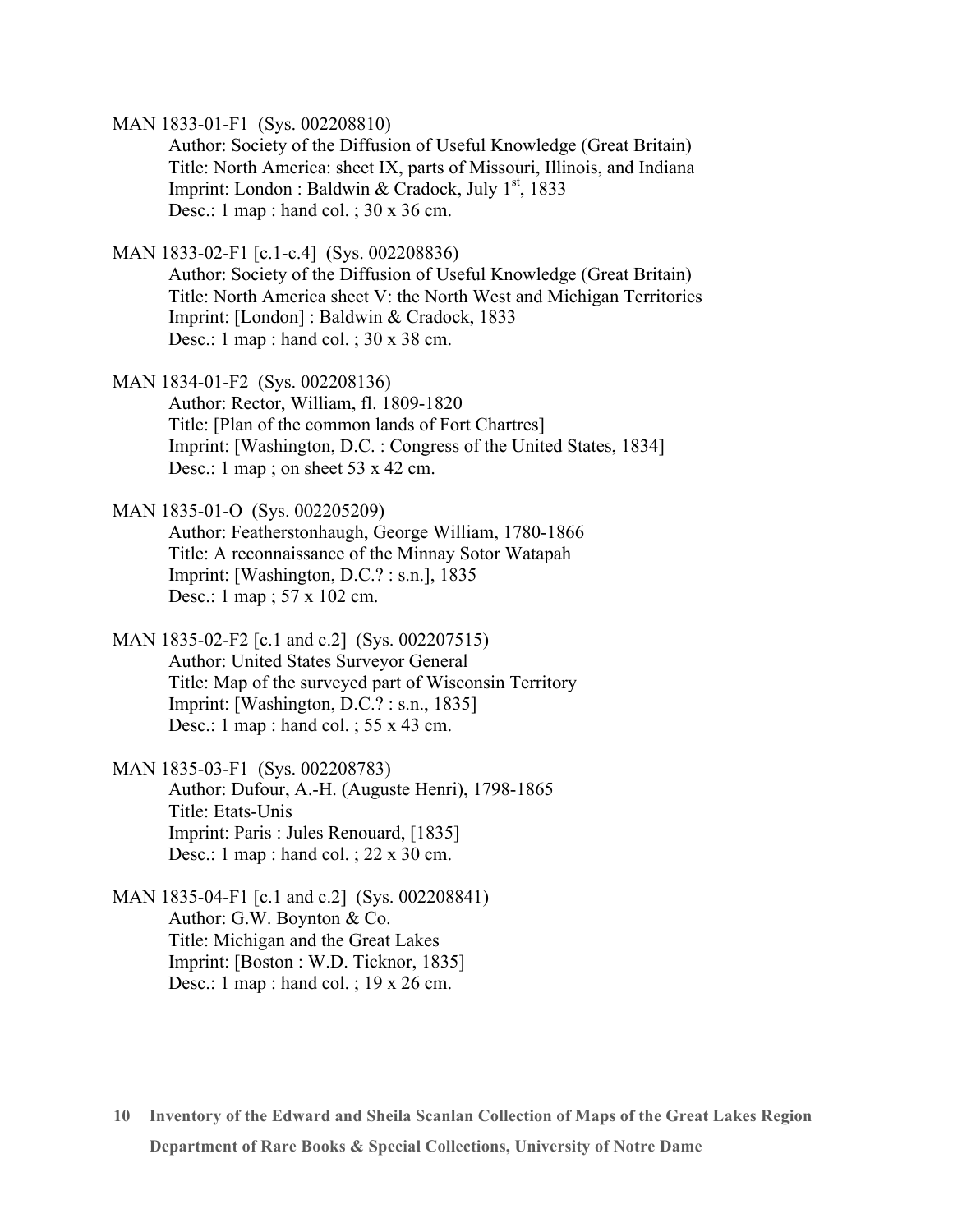MAN 1833-01-F1 (Sys. 002208810)
Author: Society of the Diffusion of Useful Knowledge (Great Britain)
Title: North America: sheet IX, parts of Missouri, Illinois, and Indiana
Imprint: London : Baldwin & Cradock, July 1st, 1833
Desc.: 1 map : hand col. ; 30 x 36 cm.

MAN 1833-02-F1 [c.1-c.4] (Sys. 002208836)
Author: Society of the Diffusion of Useful Knowledge (Great Britain)
Title: North America sheet V: the North West and Michigan Territories
Imprint: [London] : Baldwin & Cradock, 1833
Desc.: 1 map : hand col. ; 30 x 38 cm.

MAN 1834-01-F2 (Sys. 002208136)
Author: Rector, William, fl. 1809-1820
Title: [Plan of the common lands of Fort Chartres]
Imprint: [Washington, D.C. : Congress of the United States, 1834]
Desc.: 1 map ; on sheet 53 x 42 cm.

MAN 1835-01-O (Sys. 002205209)
Author: Featherstonhaugh, George William, 1780-1866
Title: A reconnaissance of the Minnay Sotor Watapah
Imprint: [Washington, D.C.? : s.n.], 1835
Desc.: 1 map ; 57 x 102 cm.

MAN 1835-02-F2 [c.1 and c.2] (Sys. 002207515)
Author: United States Surveyor General
Title: Map of the surveyed part of Wisconsin Territory
Imprint: [Washington, D.C.? : s.n., 1835]
Desc.: 1 map : hand col. ; 55 x 43 cm.

MAN 1835-03-F1 (Sys. 002208783)
Author: Dufour, A.-H. (Auguste Henri), 1798-1865
Title: Etats-Unis
Imprint: Paris : Jules Renouard, [1835]
Desc.: 1 map : hand col. ; 22 x 30 cm.

MAN 1835-04-F1 [c.1 and c.2] (Sys. 002208841)
Author: G.W. Boynton & Co.
Title: Michigan and the Great Lakes
Imprint: [Boston : W.D. Ticknor, 1835]
Desc.: 1 map : hand col. ; 19 x 26 cm.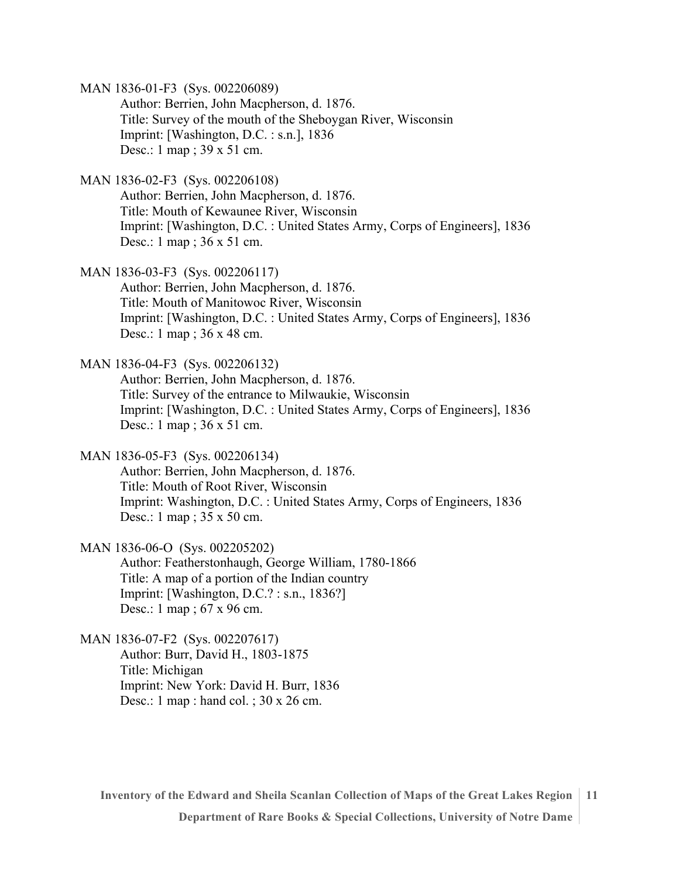MAN 1836-01-F3 (Sys. 002206089)

Author: Berrien, John Macpherson, d. 1876.
Title: Survey of the mouth of the Sheboygan River, Wisconsin
Imprint: [Washington, D.C. : s.n.], 1836
Desc.: 1 map ; 39 x 51 cm.

MAN 1836-02-F3 (Sys. 002206108)

Author: Berrien, John Macpherson, d. 1876.
Title: Mouth of Kewaunee River, Wisconsin
Imprint: [Washington, D.C. : United States Army, Corps of Engineers], 1836
Desc.: 1 map ; 36 x 51 cm.

MAN 1836-03-F3 (Sys. 002206117)

Author: Berrien, John Macpherson, d. 1876.
Title: Mouth of Manitowoc River, Wisconsin
Imprint: [Washington, D.C. : United States Army, Corps of Engineers], 1836
Desc.: 1 map ; 36 x 48 cm.

MAN 1836-04-F3 (Sys. 002206132)

Author: Berrien, John Macpherson, d. 1876.
Title: Survey of the entrance to Milwaukie, Wisconsin
Imprint: [Washington, D.C. : United States Army, Corps of Engineers], 1836
Desc.: 1 map ; 36 x 51 cm.

MAN 1836-05-F3 (Sys. 002206134)

Author: Berrien, John Macpherson, d. 1876.
Title: Mouth of Root River, Wisconsin
Imprint: Washington, D.C. : United States Army, Corps of Engineers, 1836
Desc.: 1 map ; 35 x 50 cm.

MAN 1836-06-O (Sys. 002205202)

Author: Featherstonhaugh, George William, 1780-1866
Title: A map of a portion of the Indian country
Imprint: [Washington, D.C.? : s.n., 1836?]
Desc.: 1 map ; 67 x 96 cm.

MAN 1836-07-F2 (Sys. 002207617)

Author: Burr, David H., 1803-1875
Title: Michigan
Imprint: New York: David H. Burr, 1836
Desc.: 1 map : hand col. ; 30 x 26 cm.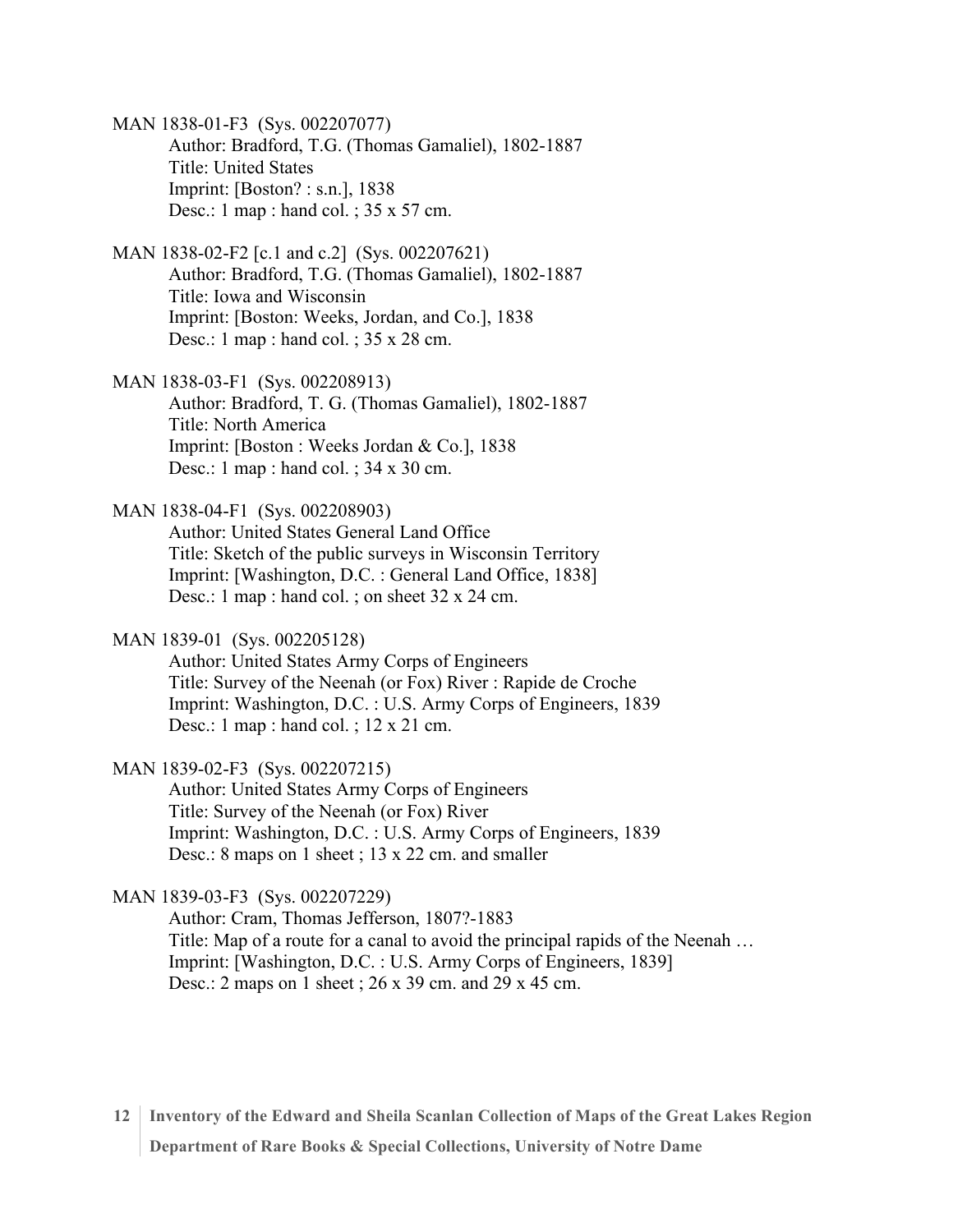MAN 1838-01-F3 (Sys. 002207077)
Author: Bradford, T.G. (Thomas Gamaliel), 1802-1887
Title: United States
Imprint: [Boston? : s.n.], 1838
Desc.: 1 map : hand col. ; 35 x 57 cm.

MAN 1838-02-F2 [c.1 and c.2] (Sys. 002207621)
Author: Bradford, T.G. (Thomas Gamaliel), 1802-1887
Title: Iowa and Wisconsin
Imprint: [Boston: Weeks, Jordan, and Co.], 1838
Desc.: 1 map : hand col. ; 35 x 28 cm.

MAN 1838-03-F1 (Sys. 002208913)
Author: Bradford, T. G. (Thomas Gamaliel), 1802-1887
Title: North America
Imprint: [Boston : Weeks Jordan & Co.], 1838
Desc.: 1 map : hand col. ; 34 x 30 cm.

MAN 1838-04-F1 (Sys. 002208903)
Author: United States General Land Office
Title: Sketch of the public surveys in Wisconsin Territory
Imprint: [Washington, D.C. : General Land Office, 1838]
Desc.: 1 map : hand col. ; on sheet 32 x 24 cm.

MAN 1839-01 (Sys. 002205128)
Author: United States Army Corps of Engineers
Title: Survey of the Neenah (or Fox) River : Rapide de Croche
Imprint: Washington, D.C. : U.S. Army Corps of Engineers, 1839
Desc.: 1 map : hand col. ; 12 x 21 cm.

MAN 1839-02-F3 (Sys. 002207215)
Author: United States Army Corps of Engineers
Title: Survey of the Neenah (or Fox) River
Imprint: Washington, D.C. : U.S. Army Corps of Engineers, 1839
Desc.: 8 maps on 1 sheet ; 13 x 22 cm. and smaller

MAN 1839-03-F3 (Sys. 002207229)
Author: Cram, Thomas Jefferson, 1807?-1883
Title: Map of a route for a canal to avoid the principal rapids of the Neenah …
Imprint: [Washington, D.C. : U.S. Army Corps of Engineers, 1839]
Desc.: 2 maps on 1 sheet ; 26 x 39 cm. and 29 x 45 cm.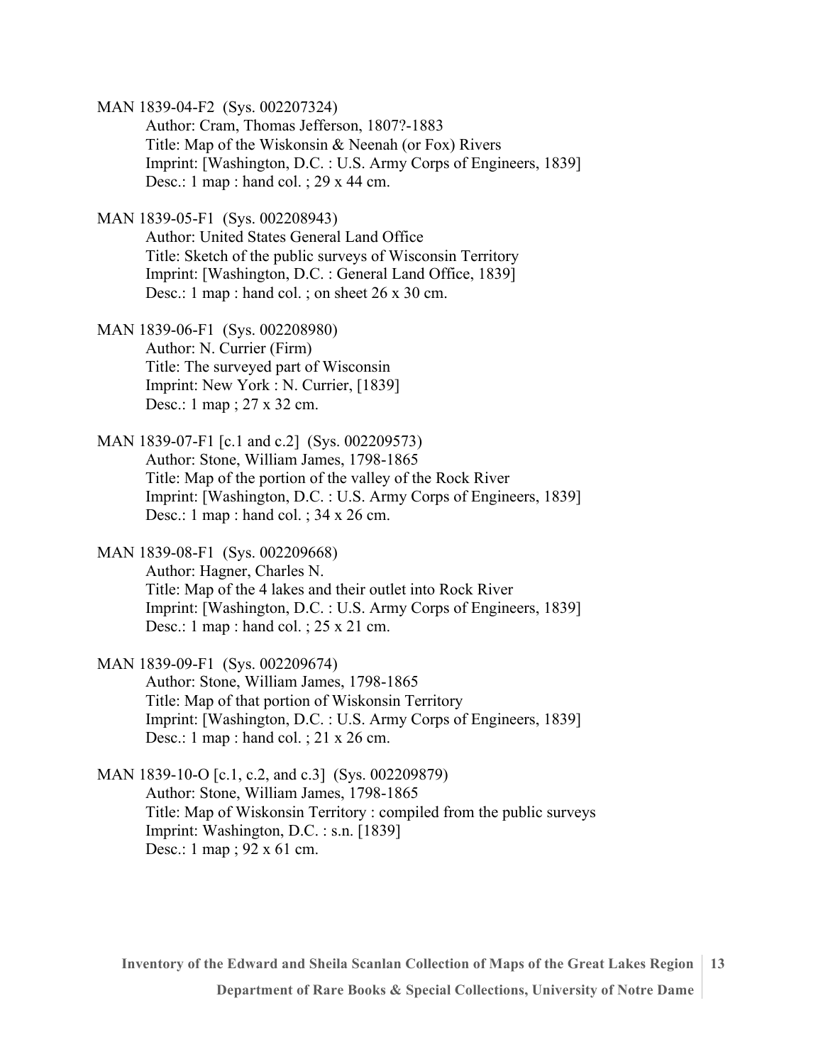MAN 1839-04-F2 (Sys. 002207324)

Author: Cram, Thomas Jefferson, 1807?-1883
Title: Map of the Wiskonsin & Neenah (or Fox) Rivers
Imprint: [Washington, D.C. : U.S. Army Corps of Engineers, 1839]
Desc.: 1 map : hand col. ; 29 x 44 cm.

MAN 1839-05-F1 (Sys. 002208943)

Author: United States General Land Office
Title: Sketch of the public surveys of Wisconsin Territory
Imprint: [Washington, D.C. : General Land Office, 1839]
Desc.: 1 map : hand col. ; on sheet 26 x 30 cm.

MAN 1839-06-F1 (Sys. 002208980)

Author: N. Currier (Firm)
Title: The surveyed part of Wisconsin
Imprint: New York : N. Currier, [1839]
Desc.: 1 map ; 27 x 32 cm.

MAN 1839-07-F1 [c.1 and c.2] (Sys. 002209573)

Author: Stone, William James, 1798-1865
Title: Map of the portion of the valley of the Rock River
Imprint: [Washington, D.C. : U.S. Army Corps of Engineers, 1839]
Desc.: 1 map : hand col. ; 34 x 26 cm.

MAN 1839-08-F1 (Sys. 002209668)

Author: Hagner, Charles N.
Title: Map of the 4 lakes and their outlet into Rock River
Imprint: [Washington, D.C. : U.S. Army Corps of Engineers, 1839]
Desc.: 1 map : hand col. ; 25 x 21 cm.

MAN 1839-09-F1 (Sys. 002209674)

Author: Stone, William James, 1798-1865
Title: Map of that portion of Wiskonsin Territory
Imprint: [Washington, D.C. : U.S. Army Corps of Engineers, 1839]
Desc.: 1 map : hand col. ; 21 x 26 cm.

MAN 1839-10-O [c.1, c.2, and c.3] (Sys. 002209879)

Author: Stone, William James, 1798-1865
Title: Map of Wiskonsin Territory : compiled from the public surveys
Imprint: Washington, D.C. : s.n. [1839]
Desc.: 1 map ; 92 x 61 cm.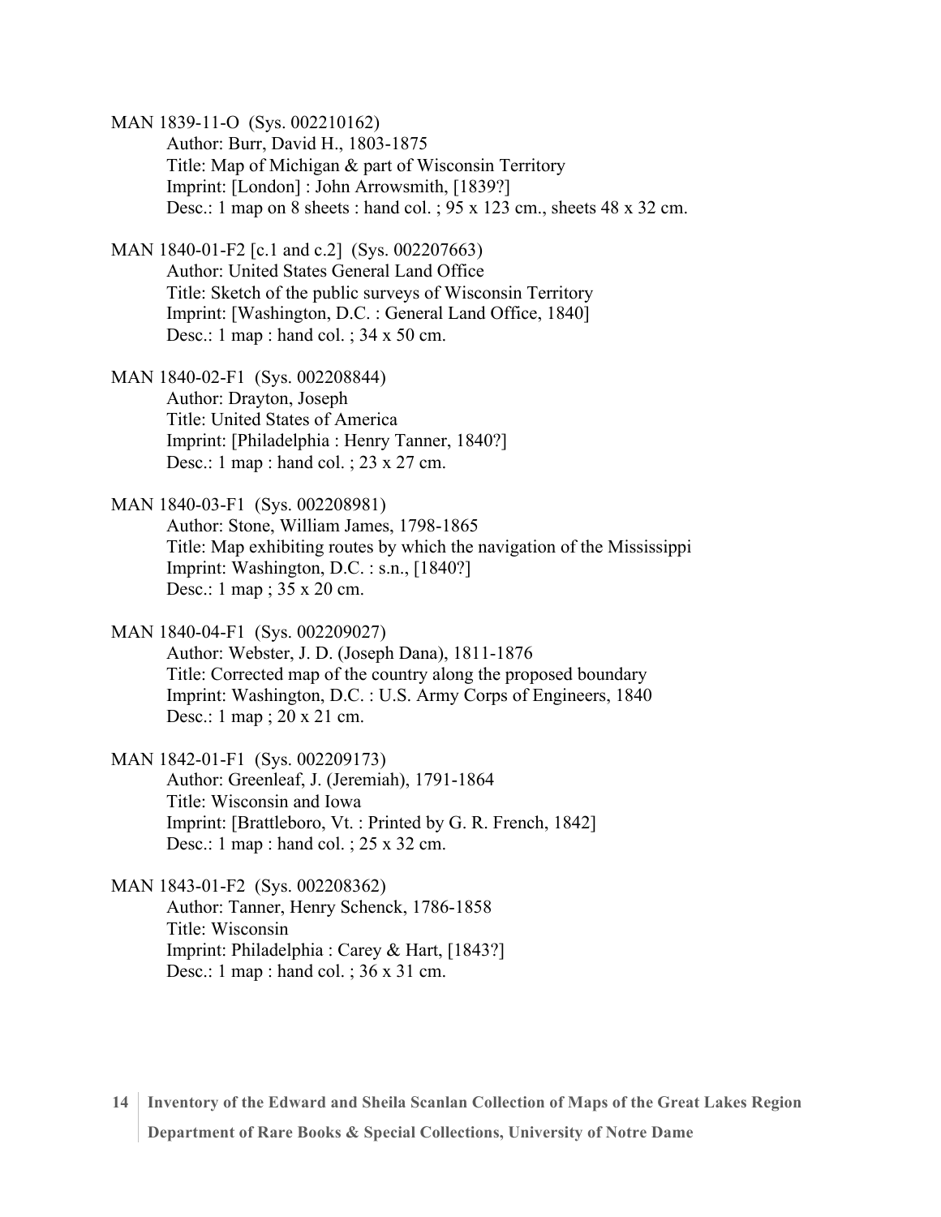MAN 1839-11-O (Sys. 002210162)
Author: Burr, David H., 1803-1875
Title: Map of Michigan & part of Wisconsin Territory
Imprint: [London] : John Arrowsmith, [1839?]
Desc.: 1 map on 8 sheets : hand col. ; 95 x 123 cm., sheets 48 x 32 cm.

MAN 1840-01-F2 [c.1 and c.2] (Sys. 002207663)
Author: United States General Land Office
Title: Sketch of the public surveys of Wisconsin Territory
Imprint: [Washington, D.C. : General Land Office, 1840]
Desc.: 1 map : hand col. ; 34 x 50 cm.

MAN 1840-02-F1 (Sys. 002208844)
Author: Drayton, Joseph
Title: United States of America
Imprint: [Philadelphia : Henry Tanner, 1840?]
Desc.: 1 map : hand col. ; 23 x 27 cm.

MAN 1840-03-F1 (Sys. 002208981)
Author: Stone, William James, 1798-1865
Title: Map exhibiting routes by which the navigation of the Mississippi
Imprint: Washington, D.C. : s.n., [1840?]
Desc.: 1 map ; 35 x 20 cm.

MAN 1840-04-F1 (Sys. 002209027)
Author: Webster, J. D. (Joseph Dana), 1811-1876
Title: Corrected map of the country along the proposed boundary
Imprint: Washington, D.C. : U.S. Army Corps of Engineers, 1840
Desc.: 1 map ; 20 x 21 cm.

MAN 1842-01-F1 (Sys. 002209173)
Author: Greenleaf, J. (Jeremiah), 1791-1864
Title: Wisconsin and Iowa
Imprint: [Brattleboro, Vt. : Printed by G. R. French, 1842]
Desc.: 1 map : hand col. ; 25 x 32 cm.

MAN 1843-01-F2 (Sys. 002208362)
Author: Tanner, Henry Schenck, 1786-1858
Title: Wisconsin
Imprint: Philadelphia : Carey & Hart, [1843?]
Desc.: 1 map : hand col. ; 36 x 31 cm.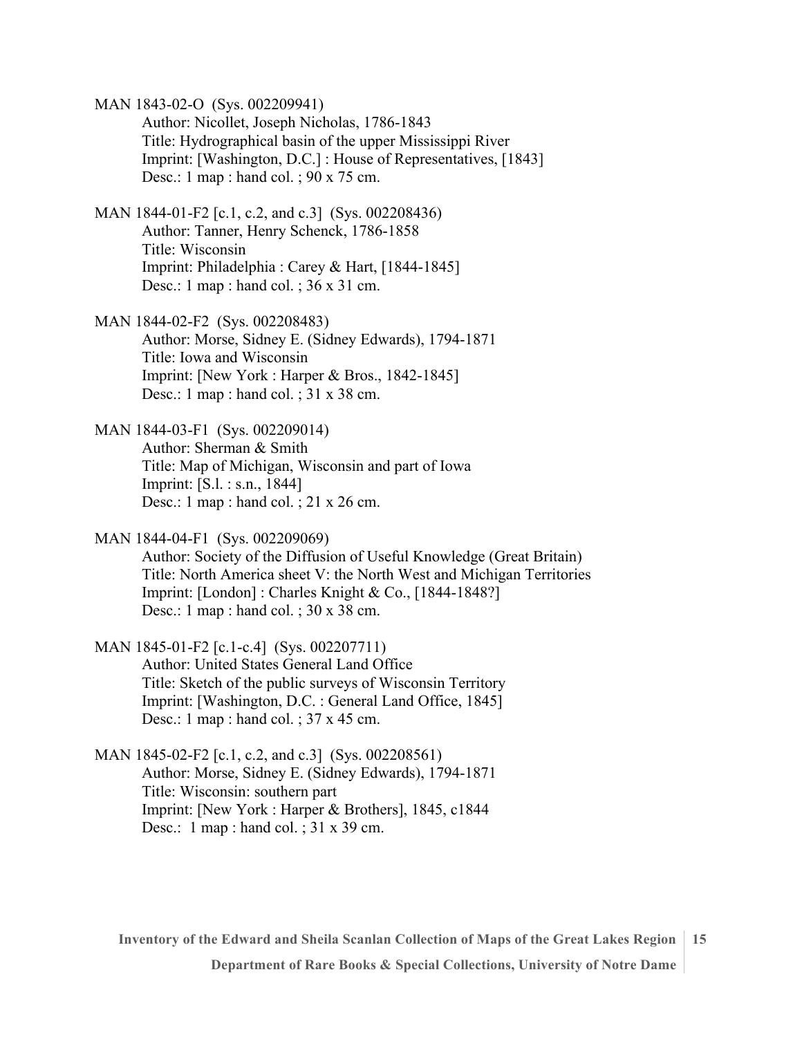MAN 1843-02-O (Sys. 002209941)

Author: Nicollet, Joseph Nicholas, 1786-1843
Title: Hydrographical basin of the upper Mississippi River
Imprint: [Washington, D.C.] : House of Representatives, [1843]
Desc.: 1 map : hand col. ; 90 x 75 cm.

MAN 1844-01-F2 [c.1, c.2, and c.3] (Sys. 002208436)

Author: Tanner, Henry Schenck, 1786-1858
Title: Wisconsin
Imprint: Philadelphia : Carey & Hart, [1844-1845]
Desc.: 1 map : hand col. ; 36 x 31 cm.

MAN 1844-02-F2 (Sys. 002208483)

Author: Morse, Sidney E. (Sidney Edwards), 1794-1871
Title: Iowa and Wisconsin
Imprint: [New York : Harper & Bros., 1842-1845]
Desc.: 1 map : hand col. ; 31 x 38 cm.

MAN 1844-03-F1 (Sys. 002209014)

Author: Sherman & Smith
Title: Map of Michigan, Wisconsin and part of Iowa
Imprint: [S.l. : s.n., 1844]
Desc.: 1 map : hand col. ; 21 x 26 cm.

MAN 1844-04-F1 (Sys. 002209069)

Author: Society of the Diffusion of Useful Knowledge (Great Britain)
Title: North America sheet V: the North West and Michigan Territories
Imprint: [London] : Charles Knight & Co., [1844-1848?]
Desc.: 1 map : hand col. ; 30 x 38 cm.

MAN 1845-01-F2 [c.1-c.4] (Sys. 002207711)

Author: United States General Land Office
Title: Sketch of the public surveys of Wisconsin Territory
Imprint: [Washington, D.C. : General Land Office, 1845]
Desc.: 1 map : hand col. ; 37 x 45 cm.

MAN 1845-02-F2 [c.1, c.2, and c.3] (Sys. 002208561)

Author: Morse, Sidney E. (Sidney Edwards), 1794-1871
Title: Wisconsin: southern part
Imprint: [New York : Harper & Brothers], 1845, c1844
Desc.: 1 map : hand col. ; 31 x 39 cm.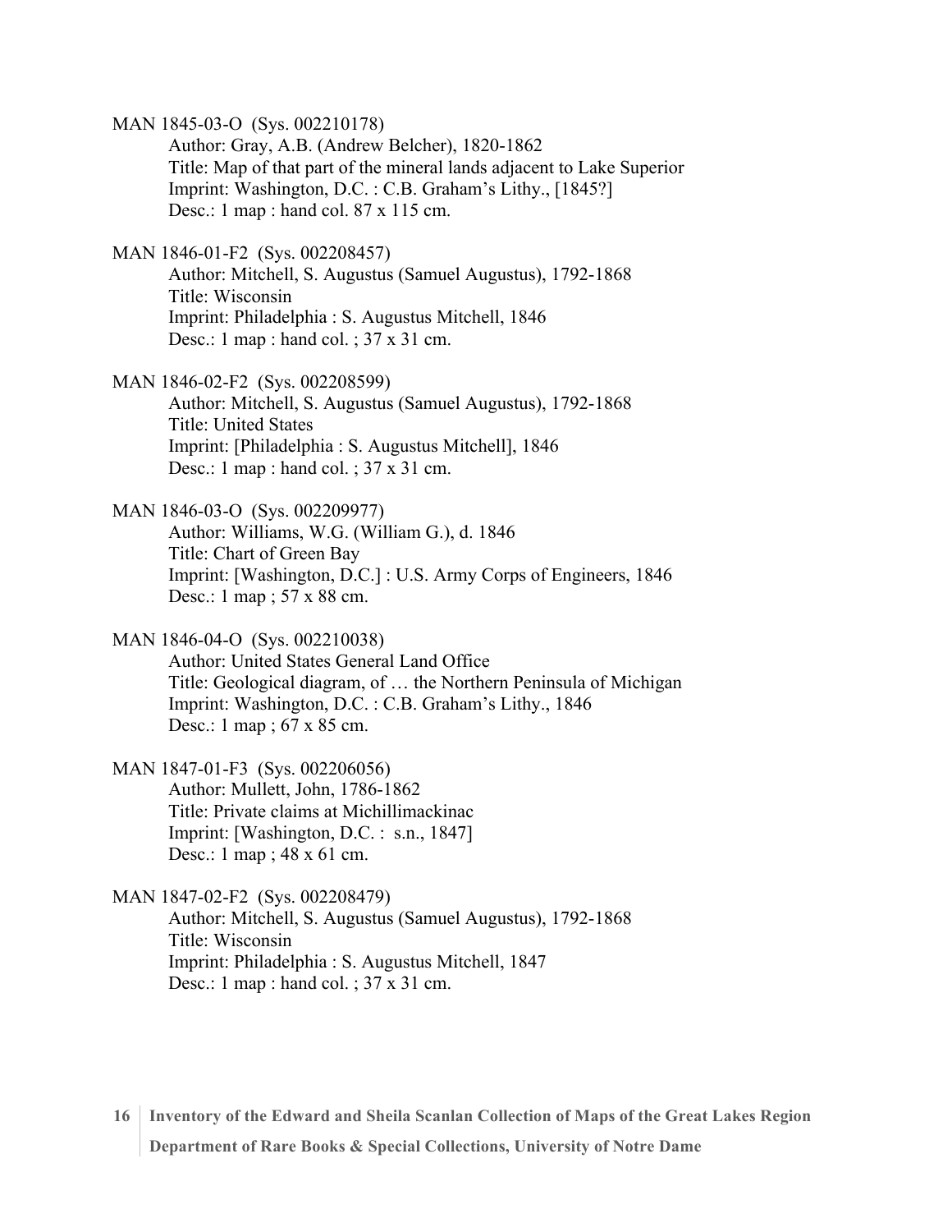MAN 1845-03-O (Sys. 002210178)

Author: Gray, A.B. (Andrew Belcher), 1820-1862
Title: Map of that part of the mineral lands adjacent to Lake Superior
Imprint: Washington, D.C. : C.B. Graham's Lithy., [1845?]
Desc.: 1 map : hand col. 87 x 115 cm.

MAN 1846-01-F2 (Sys. 002208457)

Author: Mitchell, S. Augustus (Samuel Augustus), 1792-1868
Title: Wisconsin
Imprint: Philadelphia : S. Augustus Mitchell, 1846
Desc.: 1 map : hand col. ; 37 x 31 cm.

MAN 1846-02-F2 (Sys. 002208599)

Author: Mitchell, S. Augustus (Samuel Augustus), 1792-1868
Title: United States
Imprint: [Philadelphia : S. Augustus Mitchell], 1846
Desc.: 1 map : hand col. ; 37 x 31 cm.

MAN 1846-03-O (Sys. 002209977)

Author: Williams, W.G. (William G.), d. 1846
Title: Chart of Green Bay
Imprint: [Washington, D.C.] : U.S. Army Corps of Engineers, 1846
Desc.: 1 map ; 57 x 88 cm.

MAN 1846-04-O (Sys. 002210038)

Author: United States General Land Office
Title: Geological diagram, of … the Northern Peninsula of Michigan
Imprint: Washington, D.C. : C.B. Graham's Lithy., 1846
Desc.: 1 map ; 67 x 85 cm.

MAN 1847-01-F3 (Sys. 002206056)

Author: Mullett, John, 1786-1862
Title: Private claims at Michillimackinac
Imprint: [Washington, D.C. : s.n., 1847]
Desc.: 1 map ; 48 x 61 cm.

MAN 1847-02-F2 (Sys. 002208479)

Author: Mitchell, S. Augustus (Samuel Augustus), 1792-1868
Title: Wisconsin
Imprint: Philadelphia : S. Augustus Mitchell, 1847
Desc.: 1 map : hand col. ; 37 x 31 cm.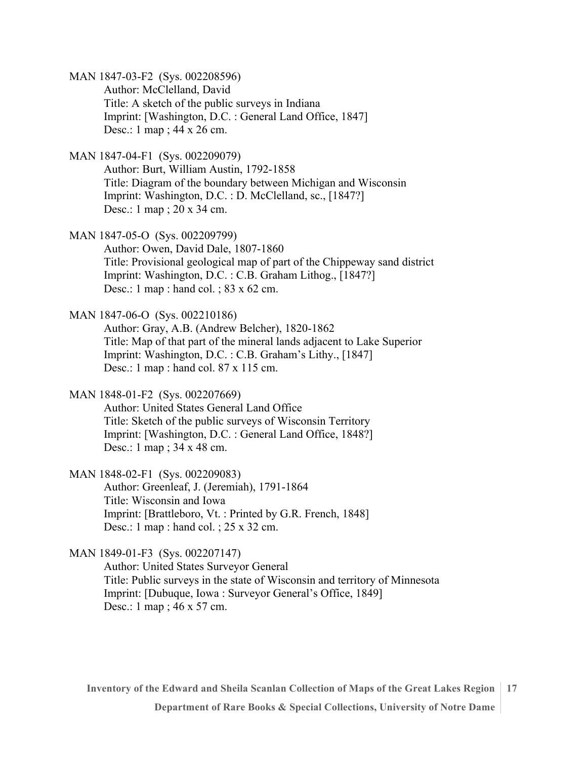MAN 1847-03-F2 (Sys. 002208596)
    Author: McClelland, David
    Title: A sketch of the public surveys in Indiana
    Imprint: [Washington, D.C. : General Land Office, 1847]
    Desc.: 1 map ; 44 x 26 cm.

MAN 1847-04-F1 (Sys. 002209079)
    Author: Burt, William Austin, 1792-1858
    Title: Diagram of the boundary between Michigan and Wisconsin
    Imprint: Washington, D.C. : D. McClelland, sc., [1847?]
    Desc.: 1 map ; 20 x 34 cm.

MAN 1847-05-O (Sys. 002209799)
    Author: Owen, David Dale, 1807-1860
    Title: Provisional geological map of part of the Chippeway sand district
    Imprint: Washington, D.C. : C.B. Graham Lithog., [1847?]
    Desc.: 1 map : hand col. ; 83 x 62 cm.

MAN 1847-06-O (Sys. 002210186)
    Author: Gray, A.B. (Andrew Belcher), 1820-1862
    Title: Map of that part of the mineral lands adjacent to Lake Superior
    Imprint: Washington, D.C. : C.B. Graham's Lithy., [1847]
    Desc.: 1 map : hand col. 87 x 115 cm.

MAN 1848-01-F2 (Sys. 002207669)
    Author: United States General Land Office
    Title: Sketch of the public surveys of Wisconsin Territory
    Imprint: [Washington, D.C. : General Land Office, 1848?]
    Desc.: 1 map ; 34 x 48 cm.

MAN 1848-02-F1 (Sys. 002209083)
    Author: Greenleaf, J. (Jeremiah), 1791-1864
    Title: Wisconsin and Iowa
    Imprint: [Brattleboro, Vt. : Printed by G.R. French, 1848]
    Desc.: 1 map : hand col. ; 25 x 32 cm.

MAN 1849-01-F3 (Sys. 002207147)
    Author: United States Surveyor General
    Title: Public surveys in the state of Wisconsin and territory of Minnesota
    Imprint: [Dubuque, Iowa : Surveyor General's Office, 1849]
    Desc.: 1 map ; 46 x 57 cm.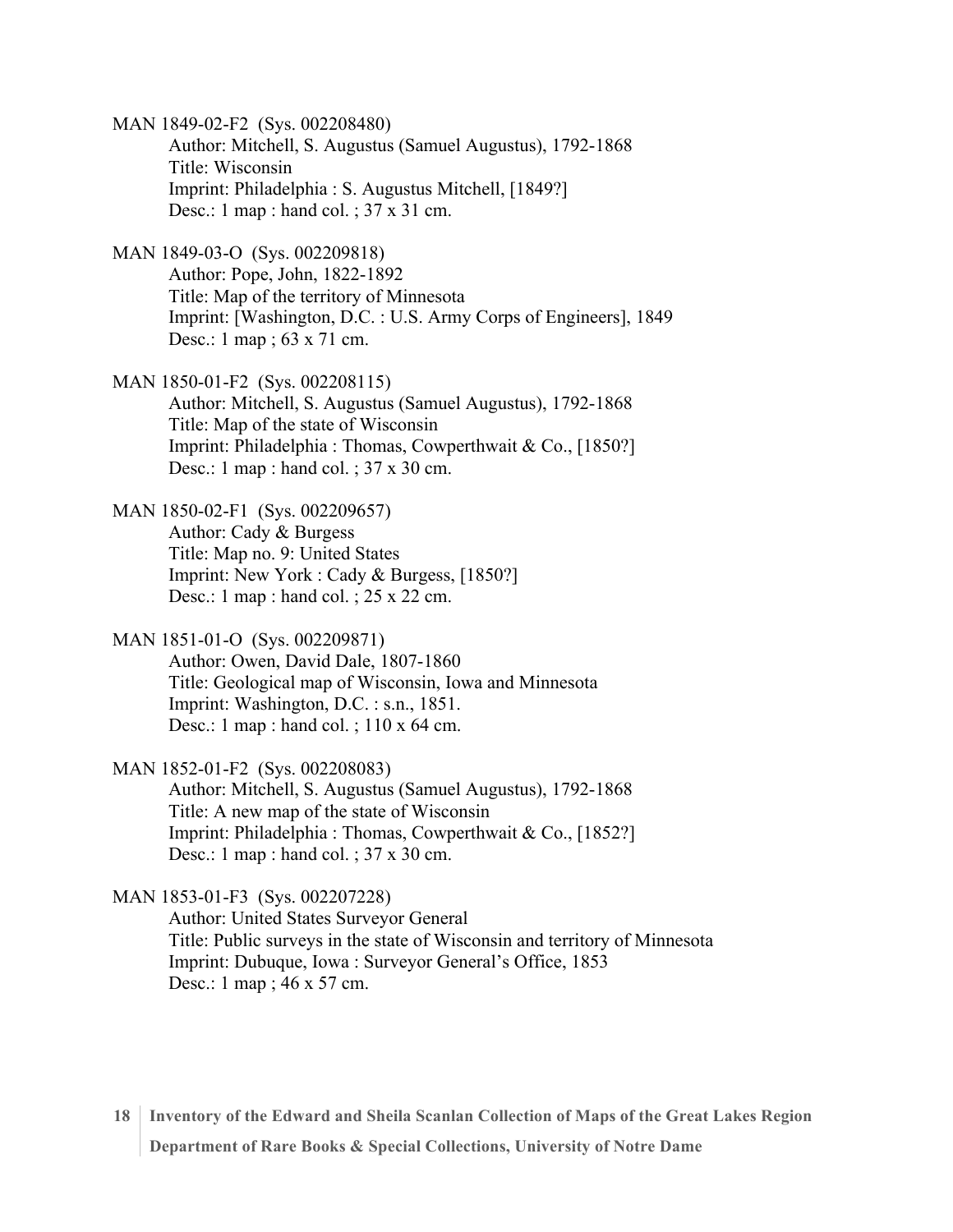MAN 1849-02-F2 (Sys. 002208480)

Author: Mitchell, S. Augustus (Samuel Augustus), 1792-1868
Title: Wisconsin
Imprint: Philadelphia : S. Augustus Mitchell, [1849?]
Desc.: 1 map : hand col. ; 37 x 31 cm.

MAN 1849-03-O (Sys. 002209818)

Author: Pope, John, 1822-1892
Title: Map of the territory of Minnesota
Imprint: [Washington, D.C. : U.S. Army Corps of Engineers], 1849
Desc.: 1 map ; 63 x 71 cm.

MAN 1850-01-F2 (Sys. 002208115)

Author: Mitchell, S. Augustus (Samuel Augustus), 1792-1868
Title: Map of the state of Wisconsin
Imprint: Philadelphia : Thomas, Cowperthwait & Co., [1850?]
Desc.: 1 map : hand col. ; 37 x 30 cm.

MAN 1850-02-F1 (Sys. 002209657)

Author: Cady & Burgess
Title: Map no. 9: United States
Imprint: New York : Cady & Burgess, [1850?]
Desc.: 1 map : hand col. ; 25 x 22 cm.

MAN 1851-01-O (Sys. 002209871)

Author: Owen, David Dale, 1807-1860
Title: Geological map of Wisconsin, Iowa and Minnesota
Imprint: Washington, D.C. : s.n., 1851.
Desc.: 1 map : hand col. ; 110 x 64 cm.

MAN 1852-01-F2 (Sys. 002208083)

Author: Mitchell, S. Augustus (Samuel Augustus), 1792-1868
Title: A new map of the state of Wisconsin
Imprint: Philadelphia : Thomas, Cowperthwait & Co., [1852?]
Desc.: 1 map : hand col. ; 37 x 30 cm.

MAN 1853-01-F3 (Sys. 002207228)

Author: United States Surveyor General
Title: Public surveys in the state of Wisconsin and territory of Minnesota
Imprint: Dubuque, Iowa : Surveyor General's Office, 1853
Desc.: 1 map ; 46 x 57 cm.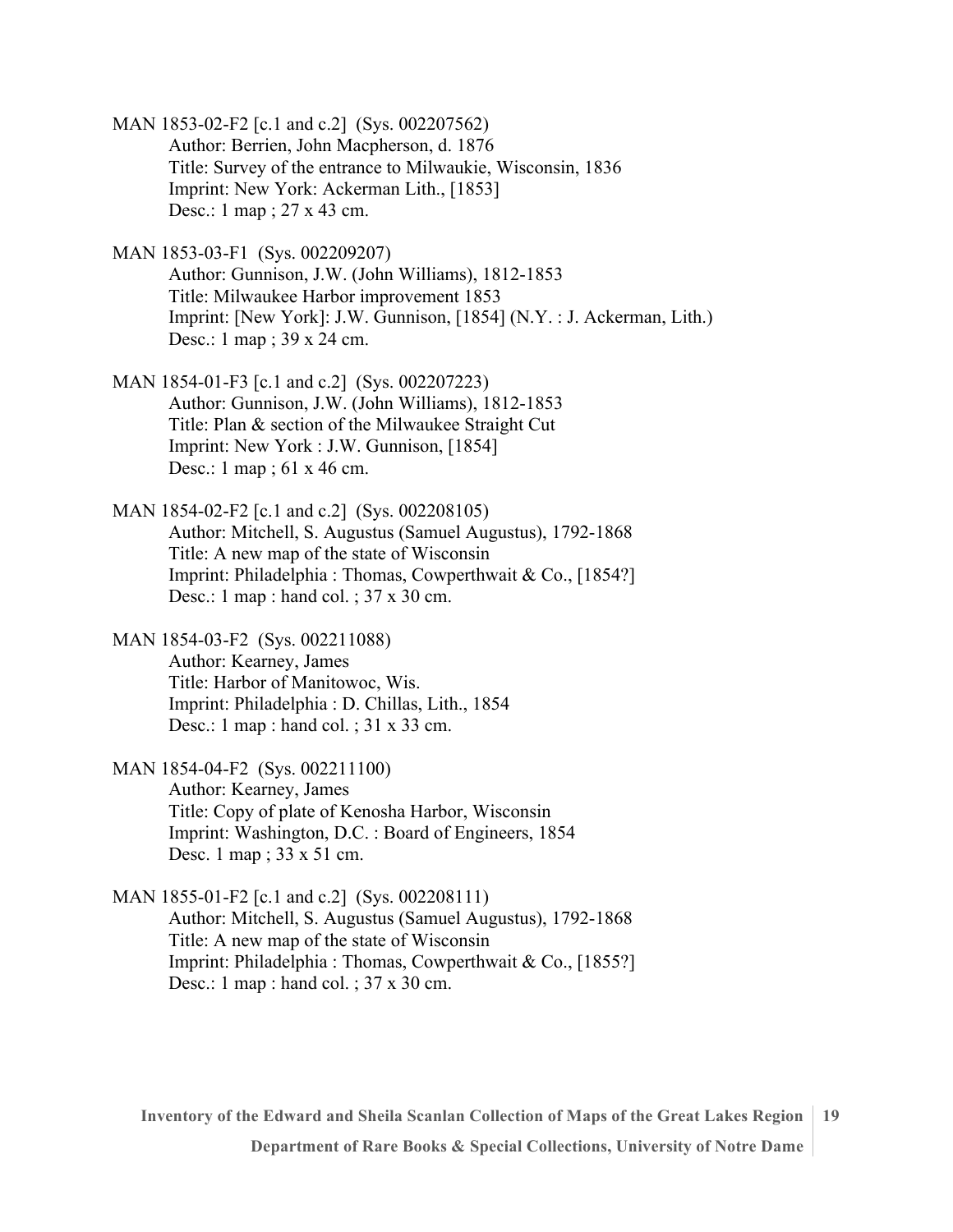MAN 1853-02-F2 [c.1 and c.2] (Sys. 002207562)
Author: Berrien, John Macpherson, d. 1876
Title: Survey of the entrance to Milwaukie, Wisconsin, 1836
Imprint: New York: Ackerman Lith., [1853]
Desc.: 1 map ; 27 x 43 cm.

MAN 1853-03-F1 (Sys. 002209207)
Author: Gunnison, J.W. (John Williams), 1812-1853
Title: Milwaukee Harbor improvement 1853
Imprint: [New York]: J.W. Gunnison, [1854] (N.Y. : J. Ackerman, Lith.)
Desc.: 1 map ; 39 x 24 cm.

MAN 1854-01-F3 [c.1 and c.2] (Sys. 002207223)
Author: Gunnison, J.W. (John Williams), 1812-1853
Title: Plan & section of the Milwaukee Straight Cut
Imprint: New York : J.W. Gunnison, [1854]
Desc.: 1 map ; 61 x 46 cm.

MAN 1854-02-F2 [c.1 and c.2] (Sys. 002208105)
Author: Mitchell, S. Augustus (Samuel Augustus), 1792-1868
Title: A new map of the state of Wisconsin
Imprint: Philadelphia : Thomas, Cowperthwait & Co., [1854?]
Desc.: 1 map : hand col. ; 37 x 30 cm.

MAN 1854-03-F2 (Sys. 002211088)
Author: Kearney, James
Title: Harbor of Manitowoc, Wis.
Imprint: Philadelphia : D. Chillas, Lith., 1854
Desc.: 1 map : hand col. ; 31 x 33 cm.

MAN 1854-04-F2 (Sys. 002211100)
Author: Kearney, James
Title: Copy of plate of Kenosha Harbor, Wisconsin
Imprint: Washington, D.C. : Board of Engineers, 1854
Desc. 1 map ; 33 x 51 cm.

MAN 1855-01-F2 [c.1 and c.2] (Sys. 002208111)
Author: Mitchell, S. Augustus (Samuel Augustus), 1792-1868
Title: A new map of the state of Wisconsin
Imprint: Philadelphia : Thomas, Cowperthwait & Co., [1855?]
Desc.: 1 map : hand col. ; 37 x 30 cm.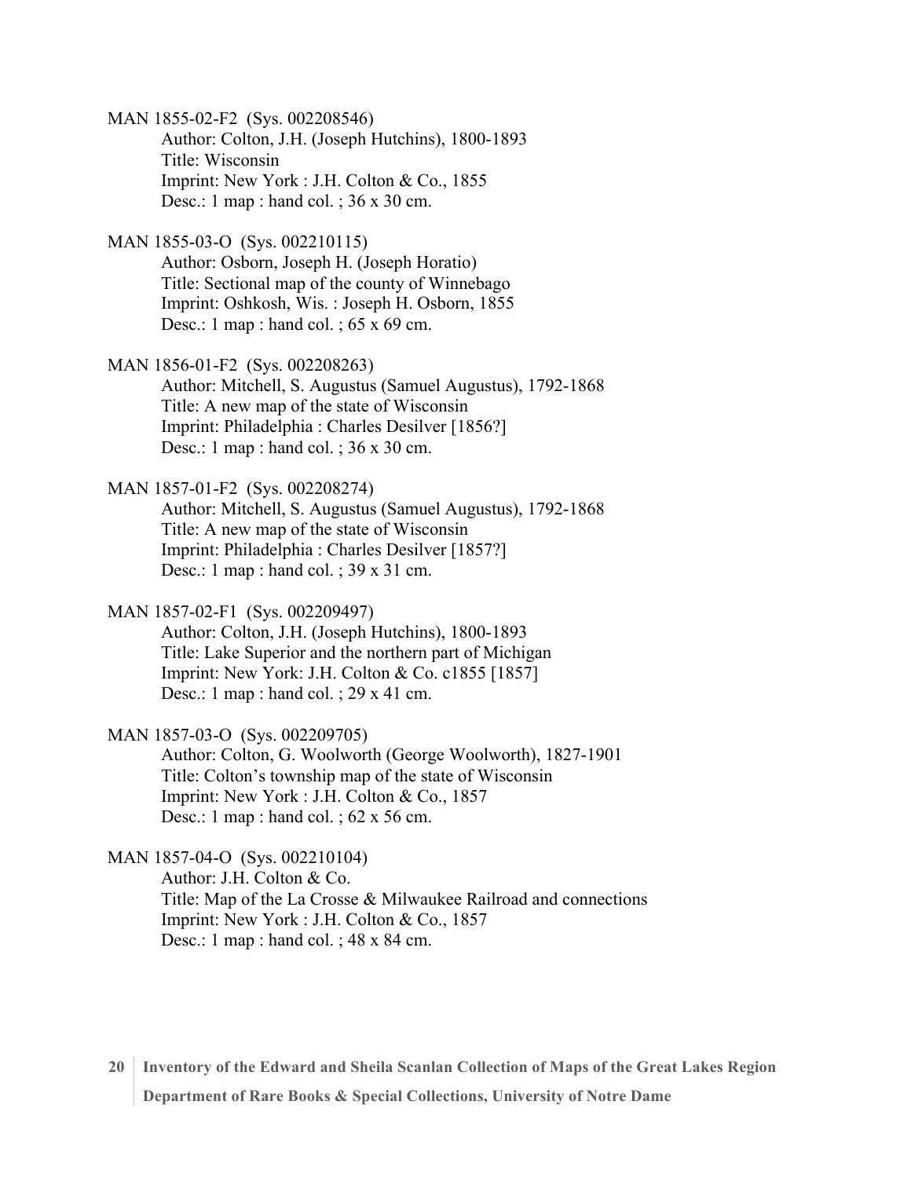MAN 1855-02-F2 (Sys. 002208546)
Author: Colton, J.H. (Joseph Hutchins), 1800-1893
Title: Wisconsin
Imprint: New York : J.H. Colton & Co., 1855
Desc.: 1 map : hand col. ; 36 x 30 cm.

MAN 1855-03-O (Sys. 002210115)
Author: Osborn, Joseph H. (Joseph Horatio)
Title: Sectional map of the county of Winnebago
Imprint: Oshkosh, Wis. : Joseph H. Osborn, 1855
Desc.: 1 map : hand col. ; 65 x 69 cm.

MAN 1856-01-F2 (Sys. 002208263)
Author: Mitchell, S. Augustus (Samuel Augustus), 1792-1868
Title: A new map of the state of Wisconsin
Imprint: Philadelphia : Charles Desilver [1856?]
Desc.: 1 map : hand col. ; 36 x 30 cm.

MAN 1857-01-F2 (Sys. 002208274)
Author: Mitchell, S. Augustus (Samuel Augustus), 1792-1868
Title: A new map of the state of Wisconsin
Imprint: Philadelphia : Charles Desilver [1857?]
Desc.: 1 map : hand col. ; 39 x 31 cm.

MAN 1857-02-F1 (Sys. 002209497)
Author: Colton, J.H. (Joseph Hutchins), 1800-1893
Title: Lake Superior and the northern part of Michigan
Imprint: New York: J.H. Colton & Co. c1855 [1857]
Desc.: 1 map : hand col. ; 29 x 41 cm.

MAN 1857-03-O (Sys. 002209705)
Author: Colton, G. Woolworth (George Woolworth), 1827-1901
Title: Colton's township map of the state of Wisconsin
Imprint: New York : J.H. Colton & Co., 1857
Desc.: 1 map : hand col. ; 62 x 56 cm.

MAN 1857-04-O (Sys. 002210104)
Author: J.H. Colton & Co.
Title: Map of the La Crosse & Milwaukee Railroad and connections
Imprint: New York : J.H. Colton & Co., 1857
Desc.: 1 map : hand col. ; 48 x 84 cm.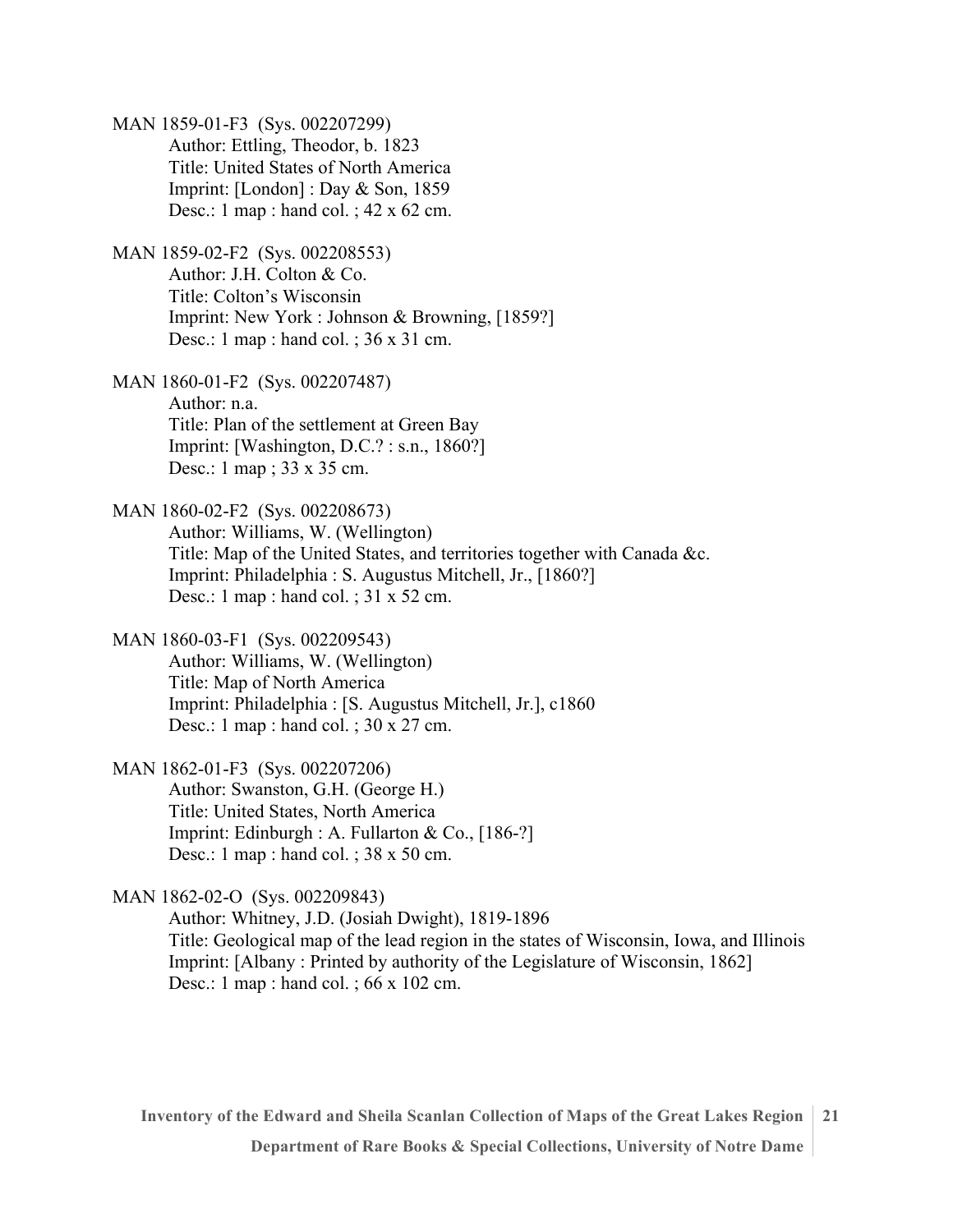MAN 1859-01-F3 (Sys. 002207299)
Author: Ettling, Theodor, b. 1823
Title: United States of North America
Imprint: [London] : Day & Son, 1859
Desc.: 1 map : hand col. ; 42 x 62 cm.

MAN 1859-02-F2 (Sys. 002208553)
Author: J.H. Colton & Co.
Title: Colton's Wisconsin
Imprint: New York : Johnson & Browning, [1859?]
Desc.: 1 map : hand col. ; 36 x 31 cm.

MAN 1860-01-F2 (Sys. 002207487)
Author: n.a.
Title: Plan of the settlement at Green Bay
Imprint: [Washington, D.C.? : s.n., 1860?]
Desc.: 1 map ; 33 x 35 cm.

MAN 1860-02-F2 (Sys. 002208673)
Author: Williams, W. (Wellington)
Title: Map of the United States, and territories together with Canada &c.
Imprint: Philadelphia : S. Augustus Mitchell, Jr., [1860?]
Desc.: 1 map : hand col. ; 31 x 52 cm.

MAN 1860-03-F1 (Sys. 002209543)
Author: Williams, W. (Wellington)
Title: Map of North America
Imprint: Philadelphia : [S. Augustus Mitchell, Jr.], c1860
Desc.: 1 map : hand col. ; 30 x 27 cm.

MAN 1862-01-F3 (Sys. 002207206)
Author: Swanston, G.H. (George H.)
Title: United States, North America
Imprint: Edinburgh : A. Fullarton & Co., [186-?]
Desc.: 1 map : hand col. ; 38 x 50 cm.

MAN 1862-02-O (Sys. 002209843)
Author: Whitney, J.D. (Josiah Dwight), 1819-1896
Title: Geological map of the lead region in the states of Wisconsin, Iowa, and Illinois
Imprint: [Albany : Printed by authority of the Legislature of Wisconsin, 1862]
Desc.: 1 map : hand col. ; 66 x 102 cm.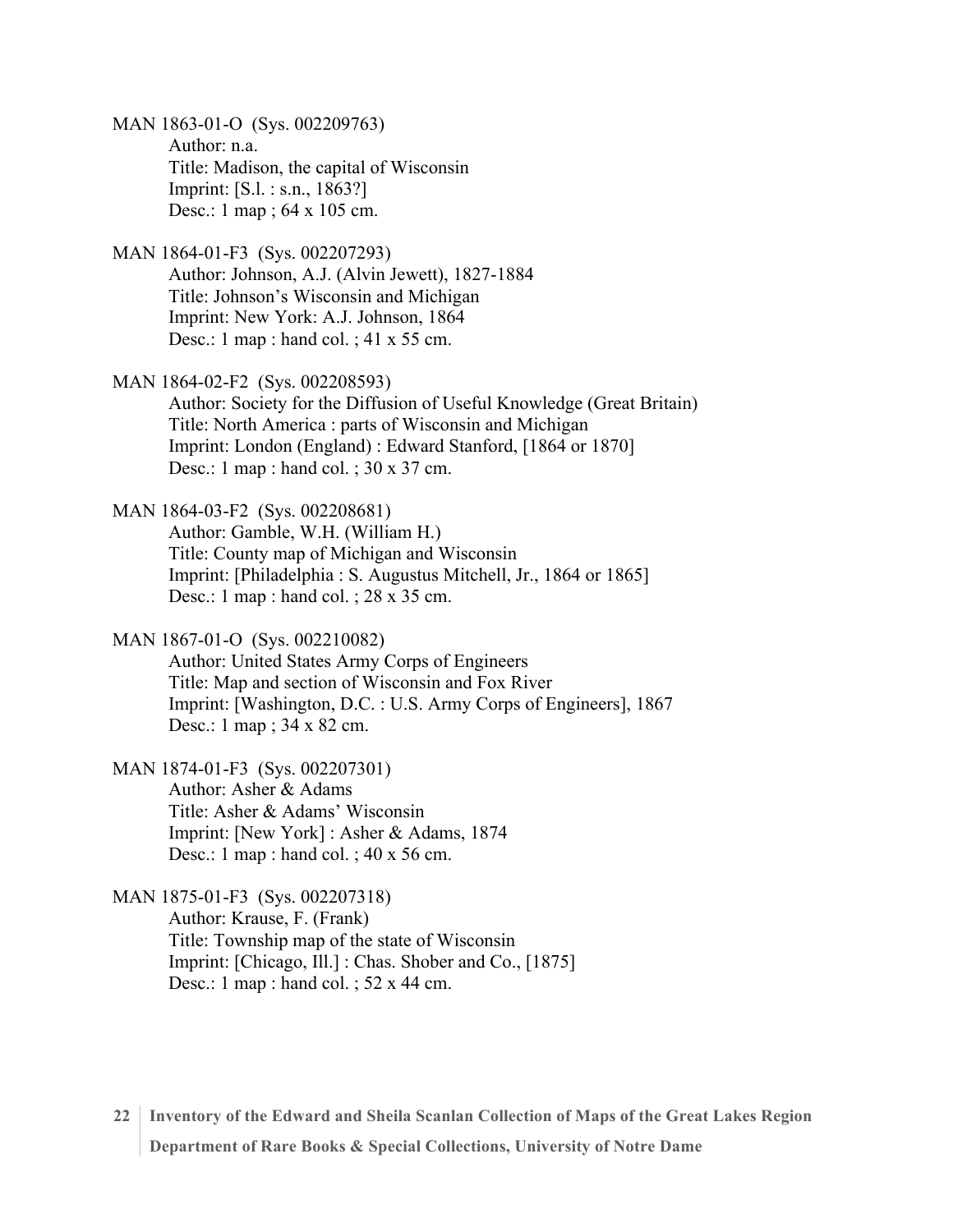MAN 1863-01-O (Sys. 002209763)
Author: n.a.
Title: Madison, the capital of Wisconsin
Imprint: [S.l. : s.n., 1863?]
Desc.: 1 map ; 64 x 105 cm.

MAN 1864-01-F3 (Sys. 002207293)
Author: Johnson, A.J. (Alvin Jewett), 1827-1884
Title: Johnson's Wisconsin and Michigan
Imprint: New York: A.J. Johnson, 1864
Desc.: 1 map : hand col. ; 41 x 55 cm.

MAN 1864-02-F2 (Sys. 002208593)
Author: Society for the Diffusion of Useful Knowledge (Great Britain)
Title: North America : parts of Wisconsin and Michigan
Imprint: London (England) : Edward Stanford, [1864 or 1870]
Desc.: 1 map : hand col. ; 30 x 37 cm.

MAN 1864-03-F2 (Sys. 002208681)
Author: Gamble, W.H. (William H.)
Title: County map of Michigan and Wisconsin
Imprint: [Philadelphia : S. Augustus Mitchell, Jr., 1864 or 1865]
Desc.: 1 map : hand col. ; 28 x 35 cm.

MAN 1867-01-O (Sys. 002210082)
Author: United States Army Corps of Engineers
Title: Map and section of Wisconsin and Fox River
Imprint: [Washington, D.C. : U.S. Army Corps of Engineers], 1867
Desc.: 1 map ; 34 x 82 cm.

MAN 1874-01-F3 (Sys. 002207301)
Author: Asher & Adams
Title: Asher & Adams' Wisconsin
Imprint: [New York] : Asher & Adams, 1874
Desc.: 1 map : hand col. ; 40 x 56 cm.

MAN 1875-01-F3 (Sys. 002207318)
Author: Krause, F. (Frank)
Title: Township map of the state of Wisconsin
Imprint: [Chicago, Ill.] : Chas. Shober and Co., [1875]
Desc.: 1 map : hand col. ; 52 x 44 cm.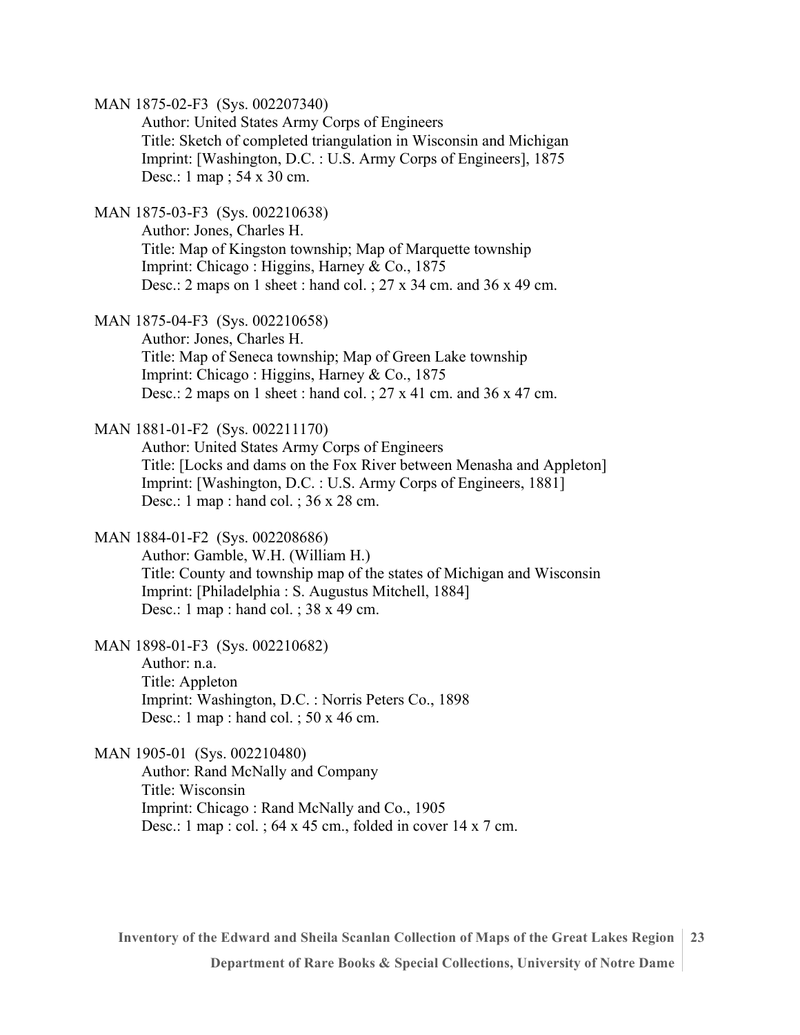MAN 1875-02-F3 (Sys. 002207340)

Author: United States Army Corps of Engineers
Title: Sketch of completed triangulation in Wisconsin and Michigan
Imprint: [Washington, D.C. : U.S. Army Corps of Engineers], 1875
Desc.: 1 map ; 54 x 30 cm.

MAN 1875-03-F3 (Sys. 002210638)

Author: Jones, Charles H.
Title: Map of Kingston township; Map of Marquette township
Imprint: Chicago : Higgins, Harney & Co., 1875
Desc.: 2 maps on 1 sheet : hand col. ; 27 x 34 cm. and 36 x 49 cm.

MAN 1875-04-F3 (Sys. 002210658)

Author: Jones, Charles H.
Title: Map of Seneca township; Map of Green Lake township
Imprint: Chicago : Higgins, Harney & Co., 1875
Desc.: 2 maps on 1 sheet : hand col. ; 27 x 41 cm. and 36 x 47 cm.

MAN 1881-01-F2 (Sys. 002211170)

Author: United States Army Corps of Engineers
Title: [Locks and dams on the Fox River between Menasha and Appleton]
Imprint: [Washington, D.C. : U.S. Army Corps of Engineers, 1881]
Desc.: 1 map : hand col. ; 36 x 28 cm.

MAN 1884-01-F2 (Sys. 002208686)

Author: Gamble, W.H. (William H.)
Title: County and township map of the states of Michigan and Wisconsin
Imprint: [Philadelphia : S. Augustus Mitchell, 1884]
Desc.: 1 map : hand col. ; 38 x 49 cm.

MAN 1898-01-F3 (Sys. 002210682)

Author: n.a.
Title: Appleton
Imprint: Washington, D.C. : Norris Peters Co., 1898
Desc.: 1 map : hand col. ; 50 x 46 cm.

MAN 1905-01 (Sys. 002210480)

Author: Rand McNally and Company
Title: Wisconsin
Imprint: Chicago : Rand McNally and Co., 1905
Desc.: 1 map : col. ; 64 x 45 cm., folded in cover 14 x 7 cm.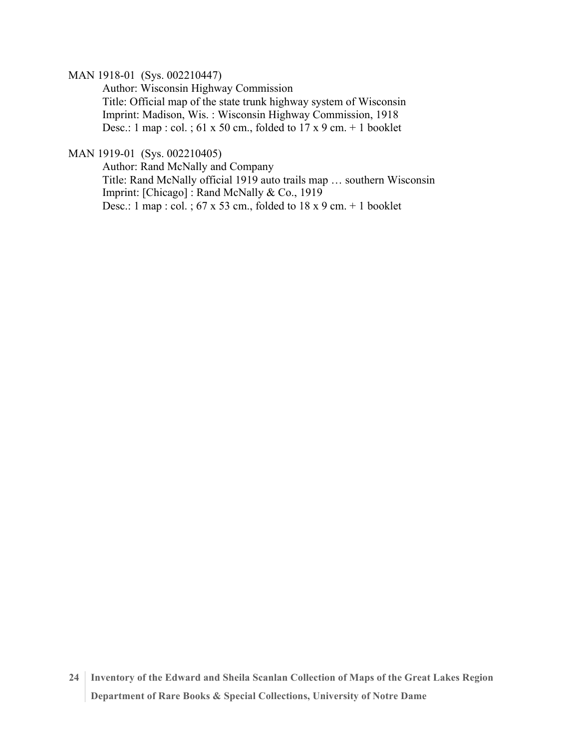MAN 1918-01 (Sys. 002210447)

Author: Wisconsin Highway Commission
Title: Official map of the state trunk highway system of Wisconsin
Imprint: Madison, Wis. : Wisconsin Highway Commission, 1918
Desc.: 1 map : col. ; 61 x 50 cm., folded to 17 x 9 cm. + 1 booklet

MAN 1919-01 (Sys. 002210405)

Author: Rand McNally and Company
Title: Rand McNally official 1919 auto trails map … southern Wisconsin
Imprint: [Chicago] : Rand McNally & Co., 1919
Desc.: 1 map : col. ; 67 x 53 cm., folded to 18 x 9 cm. + 1 booklet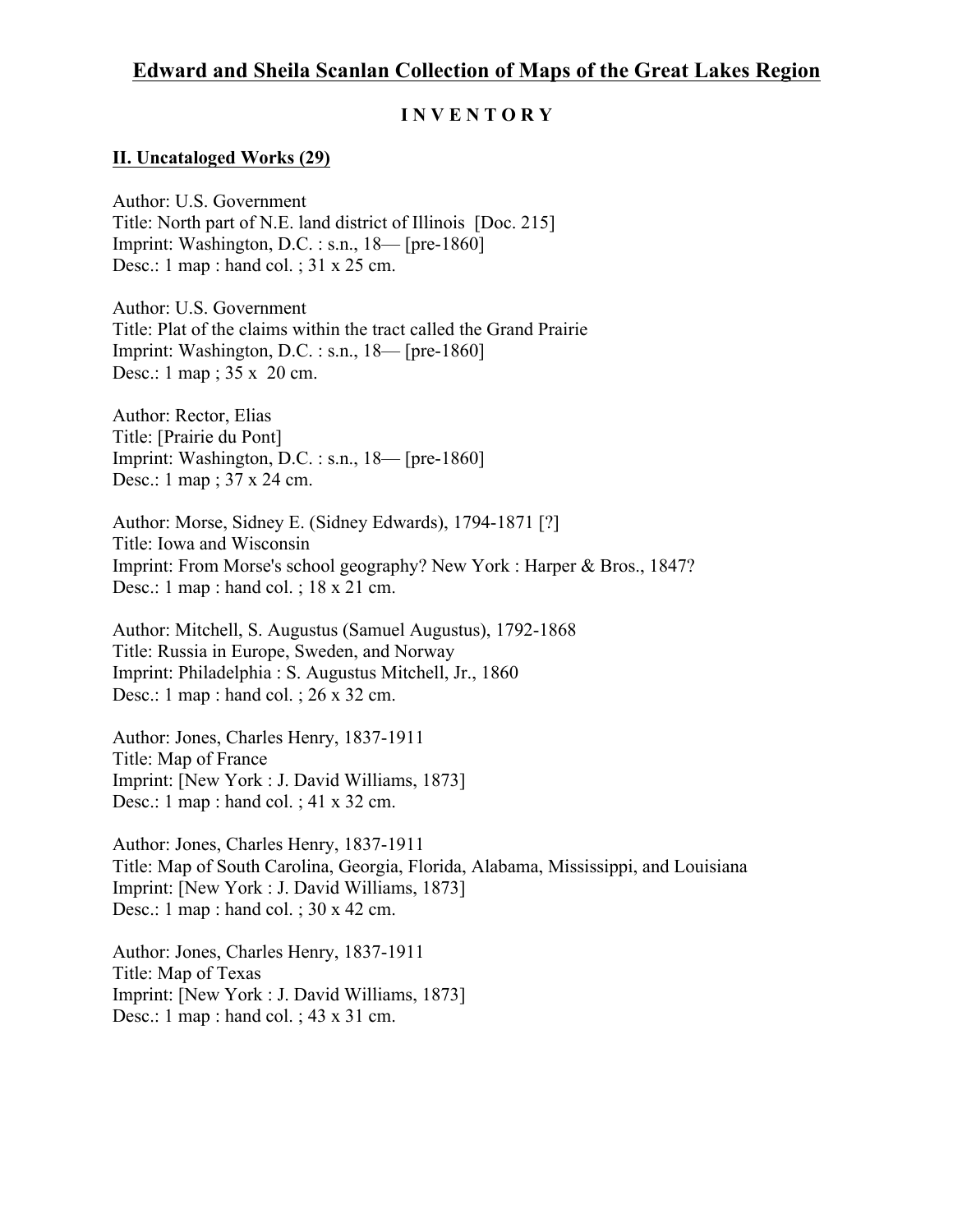# Edward and Sheila Scanlan Collection of Maps of the Great Lakes Region

**I N V E N T O R Y**

**II. Uncataloged Works (29)**

Author: U.S. Government
Title: North part of N.E. land district of Illinois [Doc. 215]
Imprint: Washington, D.C. : s.n., 18— [pre-1860]
Desc.: 1 map : hand col. ; 31 x 25 cm.

Author: U.S. Government
Title: Plat of the claims within the tract called the Grand Prairie
Imprint: Washington, D.C. : s.n., 18— [pre-1860]
Desc.: 1 map ; 35 x 20 cm.

Author: Rector, Elias
Title: [Prairie du Pont]
Imprint: Washington, D.C. : s.n., 18— [pre-1860]
Desc.: 1 map ; 37 x 24 cm.

Author: Morse, Sidney E. (Sidney Edwards), 1794-1871 [?]
Title: Iowa and Wisconsin
Imprint: From Morse's school geography? New York : Harper & Bros., 1847?
Desc.: 1 map : hand col. ; 18 x 21 cm.

Author: Mitchell, S. Augustus (Samuel Augustus), 1792-1868
Title: Russia in Europe, Sweden, and Norway
Imprint: Philadelphia : S. Augustus Mitchell, Jr., 1860
Desc.: 1 map : hand col. ; 26 x 32 cm.

Author: Jones, Charles Henry, 1837-1911
Title: Map of France
Imprint: [New York : J. David Williams, 1873]
Desc.: 1 map : hand col. ; 41 x 32 cm.

Author: Jones, Charles Henry, 1837-1911
Title: Map of South Carolina, Georgia, Florida, Alabama, Mississippi, and Louisiana
Imprint: [New York : J. David Williams, 1873]
Desc.: 1 map : hand col. ; 30 x 42 cm.

Author: Jones, Charles Henry, 1837-1911
Title: Map of Texas
Imprint: [New York : J. David Williams, 1873]
Desc.: 1 map : hand col. ; 43 x 31 cm.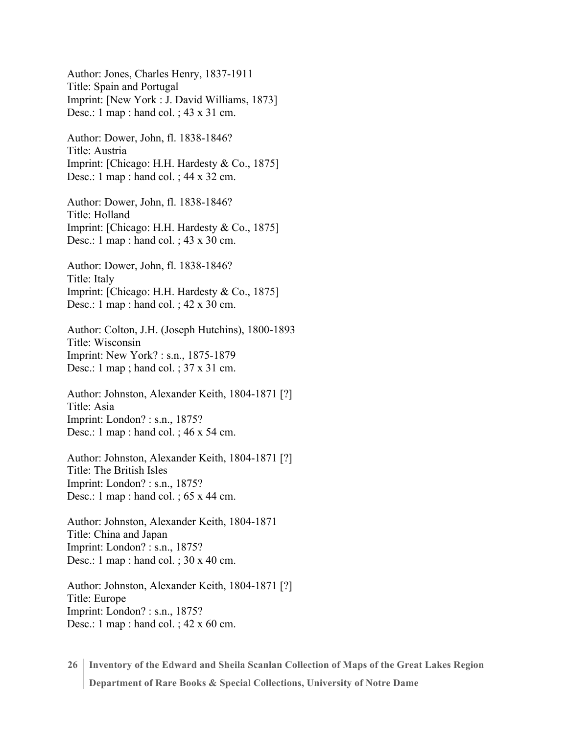Author: Jones, Charles Henry, 1837-1911
Title: Spain and Portugal
Imprint: [New York : J. David Williams, 1873]
Desc.: 1 map : hand col. ; 43 x 31 cm.

Author: Dower, John, fl. 1838-1846?
Title: Austria
Imprint: [Chicago: H.H. Hardesty & Co., 1875]
Desc.: 1 map : hand col. ; 44 x 32 cm.

Author: Dower, John, fl. 1838-1846?
Title: Holland
Imprint: [Chicago: H.H. Hardesty & Co., 1875]
Desc.: 1 map : hand col. ; 43 x 30 cm.

Author: Dower, John, fl. 1838-1846?
Title: Italy
Imprint: [Chicago: H.H. Hardesty & Co., 1875]
Desc.: 1 map : hand col. ; 42 x 30 cm.

Author: Colton, J.H. (Joseph Hutchins), 1800-1893
Title: Wisconsin
Imprint: New York? : s.n., 1875-1879
Desc.: 1 map ; hand col. ; 37 x 31 cm.

Author: Johnston, Alexander Keith, 1804-1871 [?]
Title: Asia
Imprint: London? : s.n., 1875?
Desc.: 1 map : hand col. ; 46 x 54 cm.

Author: Johnston, Alexander Keith, 1804-1871 [?]
Title: The British Isles
Imprint: London? : s.n., 1875?
Desc.: 1 map : hand col. ; 65 x 44 cm.

Author: Johnston, Alexander Keith, 1804-1871
Title: China and Japan
Imprint: London? : s.n., 1875?
Desc.: 1 map : hand col. ; 30 x 40 cm.

Author: Johnston, Alexander Keith, 1804-1871 [?]
Title: Europe
Imprint: London? : s.n., 1875?
Desc.: 1 map : hand col. ; 42 x 60 cm.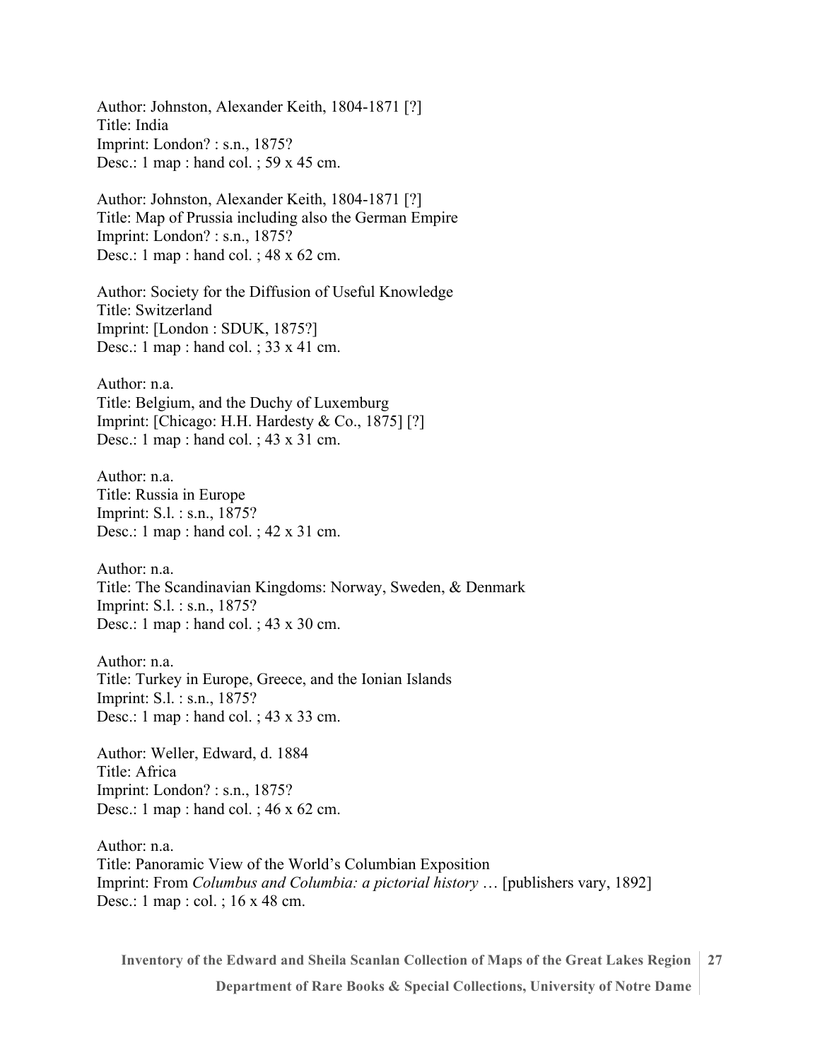Author: Johnston, Alexander Keith, 1804-1871 [?]
Title: India
Imprint: London? : s.n., 1875?
Desc.: 1 map : hand col. ; 59 x 45 cm.

Author: Johnston, Alexander Keith, 1804-1871 [?]
Title: Map of Prussia including also the German Empire
Imprint: London? : s.n., 1875?
Desc.: 1 map : hand col. ; 48 x 62 cm.

Author: Society for the Diffusion of Useful Knowledge
Title: Switzerland
Imprint: [London : SDUK, 1875?]
Desc.: 1 map : hand col. ; 33 x 41 cm.

Author: n.a.
Title: Belgium, and the Duchy of Luxemburg
Imprint: [Chicago: H.H. Hardesty & Co., 1875] [?]
Desc.: 1 map : hand col. ; 43 x 31 cm.

Author: n.a.
Title: Russia in Europe
Imprint: S.l. : s.n., 1875?
Desc.: 1 map : hand col. ; 42 x 31 cm.

Author: n.a.
Title: The Scandinavian Kingdoms: Norway, Sweden, & Denmark
Imprint: S.l. : s.n., 1875?
Desc.: 1 map : hand col. ; 43 x 30 cm.

Author: n.a.
Title: Turkey in Europe, Greece, and the Ionian Islands
Imprint: S.l. : s.n., 1875?
Desc.: 1 map : hand col. ; 43 x 33 cm.

Author: Weller, Edward, d. 1884
Title: Africa
Imprint: London? : s.n., 1875?
Desc.: 1 map : hand col. ; 46 x 62 cm.

Author: n.a.
Title: Panoramic View of the World's Columbian Exposition
Imprint: From *Columbus and Columbia: a pictorial history* … [publishers vary, 1892]
Desc.: 1 map : col. ; 16 x 48 cm.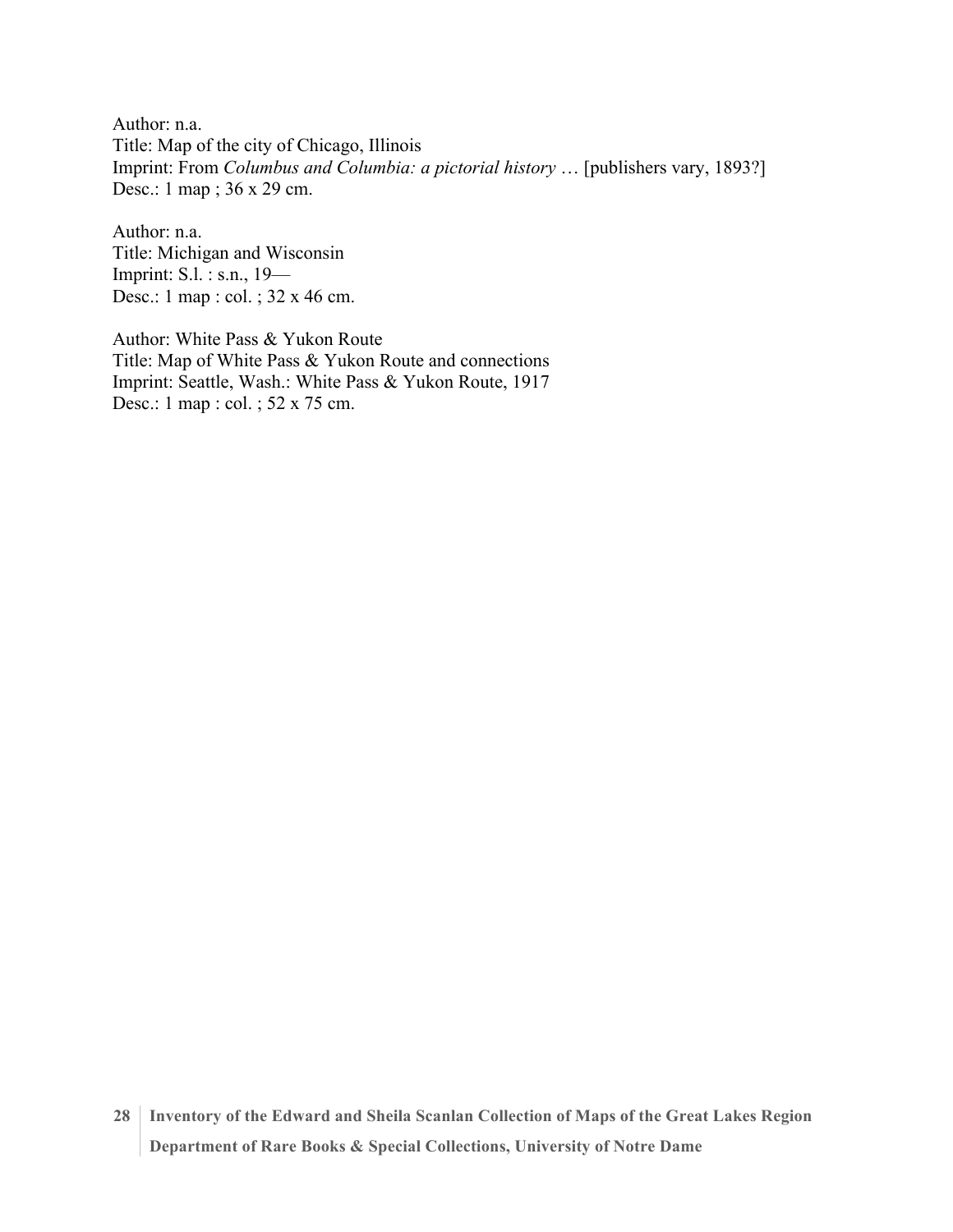Author: n.a.
Title: Map of the city of Chicago, Illinois
Imprint: From *Columbus and Columbia: a pictorial history* … [publishers vary, 1893?]
Desc.: 1 map ; 36 x 29 cm.

Author: n.a.
Title: Michigan and Wisconsin
Imprint: S.l. : s.n., 19—
Desc.: 1 map : col. ; 32 x 46 cm.

Author: White Pass & Yukon Route
Title: Map of White Pass & Yukon Route and connections
Imprint: Seattle, Wash.: White Pass & Yukon Route, 1917
Desc.: 1 map : col. ; 52 x 75 cm.